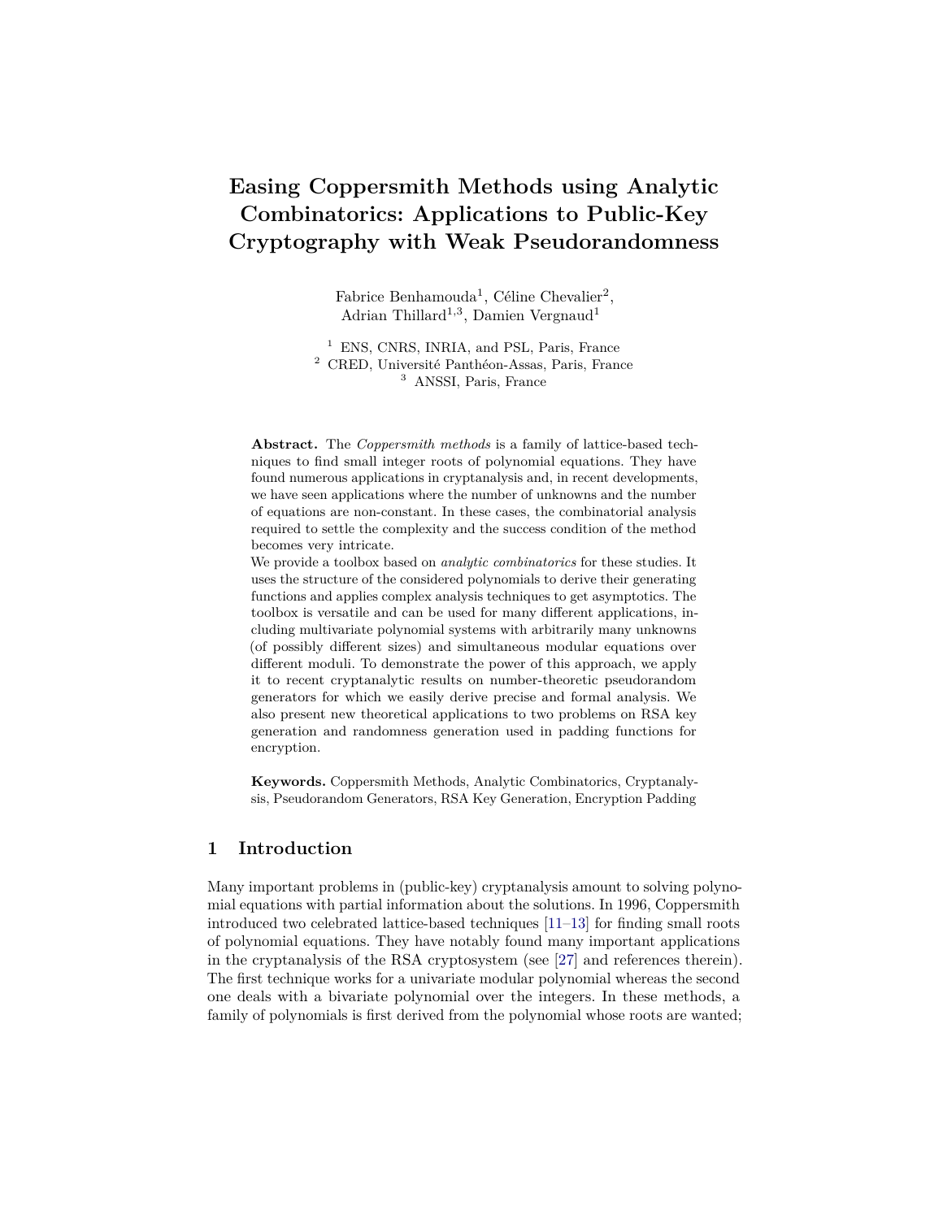# Easing Coppersmith Methods using Analytic Combinatorics: Applications to Public-Key Cryptography with Weak Pseudorandomness

Fabrice Benhamouda[1], Céline Chevalier[2], Adrian Thillard[1,3], Damien Vergnaud[1]

[1] ENS, CNRS, INRIA, and PSL, Paris, France
[2] CRED, Université Panthéon-Assas, Paris, France
[3] ANSSI, Paris, France

**Abstract.** The *Coppersmith methods* is a family of lattice-based techniques to find small integer roots of polynomial equations. They have found numerous applications in cryptanalysis and, in recent developments, we have seen applications where the number of unknowns and the number of equations are non-constant. In these cases, the combinatorial analysis required to settle the complexity and the success condition of the method becomes very intricate.
We provide a toolbox based on *analytic combinatorics* for these studies. It uses the structure of the considered polynomials to derive their generating functions and applies complex analysis techniques to get asymptotics. The toolbox is versatile and can be used for many different applications, including multivariate polynomial systems with arbitrarily many unknowns (of possibly different sizes) and simultaneous modular equations over different moduli. To demonstrate the power of this approach, we apply it to recent cryptanalytic results on number-theoretic pseudorandom generators for which we easily derive precise and formal analysis. We also present new theoretical applications to two problems on RSA key generation and randomness generation used in padding functions for encryption.

**Keywords.** Coppersmith Methods, Analytic Combinatorics, Cryptanalysis, Pseudorandom Generators, RSA Key Generation, Encryption Padding

## 1 Introduction

Many important problems in (public-key) cryptanalysis amount to solving polynomial equations with partial information about the solutions. In 1996, Coppersmith introduced two celebrated lattice-based techniques [11–13] for finding small roots of polynomial equations. They have notably found many important applications in the cryptanalysis of the RSA cryptosystem (see [27] and references therein). The first technique works for a univariate modular polynomial whereas the second one deals with a bivariate polynomial over the integers. In these methods, a family of polynomials is first derived from the polynomial whose roots are wanted;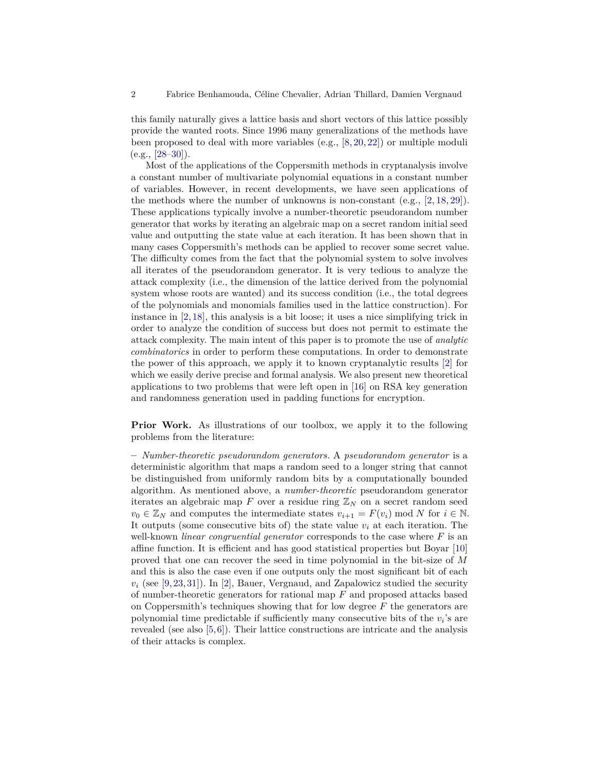this family naturally gives a lattice basis and short vectors of this lattice possibly provide the wanted roots. Since 1996 many generalizations of the methods have been proposed to deal with more variables (e.g., [8, 20, 22]) or multiple moduli (e.g., [28–30]).

Most of the applications of the Coppersmith methods in cryptanalysis involve a constant number of multivariate polynomial equations in a constant number of variables. However, in recent developments, we have seen applications of the methods where the number of unknowns is non-constant (e.g., [2, 18, 29]). These applications typically involve a number-theoretic pseudorandom number generator that works by iterating an algebraic map on a secret random initial seed value and outputting the state value at each iteration. It has been shown that in many cases Coppersmith's methods can be applied to recover some secret value. The difficulty comes from the fact that the polynomial system to solve involves all iterates of the pseudorandom generator. It is very tedious to analyze the attack complexity (i.e., the dimension of the lattice derived from the polynomial system whose roots are wanted) and its success condition (i.e., the total degrees of the polynomials and monomials families used in the lattice construction). For instance in [2, 18], this analysis is a bit loose; it uses a nice simplifying trick in order to analyze the condition of success but does not permit to estimate the attack complexity. The main intent of this paper is to promote the use of *analytic combinatorics* in order to perform these computations. In order to demonstrate the power of this approach, we apply it to known cryptanalytic results [2] for which we easily derive precise and formal analysis. We also present new theoretical applications to two problems that were left open in [16] on RSA key generation and randomness generation used in padding functions for encryption.

**Prior Work.** As illustrations of our toolbox, we apply it to the following problems from the literature:

– *Number-theoretic pseudorandom generators.* A *pseudorandom generator* is a deterministic algorithm that maps a random seed to a longer string that cannot be distinguished from uniformly random bits by a computationally bounded algorithm. As mentioned above, a *number-theoretic* pseudorandom generator iterates an algebraic map $F$ over a residue ring $\mathbb{Z}_N$ on a secret random seed $v_0 \in \mathbb{Z}_N$ and computes the intermediate states $v_{i+1} = F(v_i) \bmod N$ for $i \in \mathbb{N}$. It outputs (some consecutive bits of) the state value $v_i$ at each iteration. The well-known *linear congruential generator* corresponds to the case where $F$ is an affine function. It is efficient and has good statistical properties but Boyar [10] proved that one can recover the seed in time polynomial in the bit-size of $M$ and this is also the case even if one outputs only the most significant bit of each $v_i$ (see [9, 23, 31]). In [2], Bauer, Vergnaud, and Zapalowicz studied the security of number-theoretic generators for rational map $F$ and proposed attacks based on Coppersmith's techniques showing that for low degree $F$ the generators are polynomial time predictable if sufficiently many consecutive bits of the $v_i$'s are revealed (see also [5, 6]). Their lattice constructions are intricate and the analysis of their attacks is complex.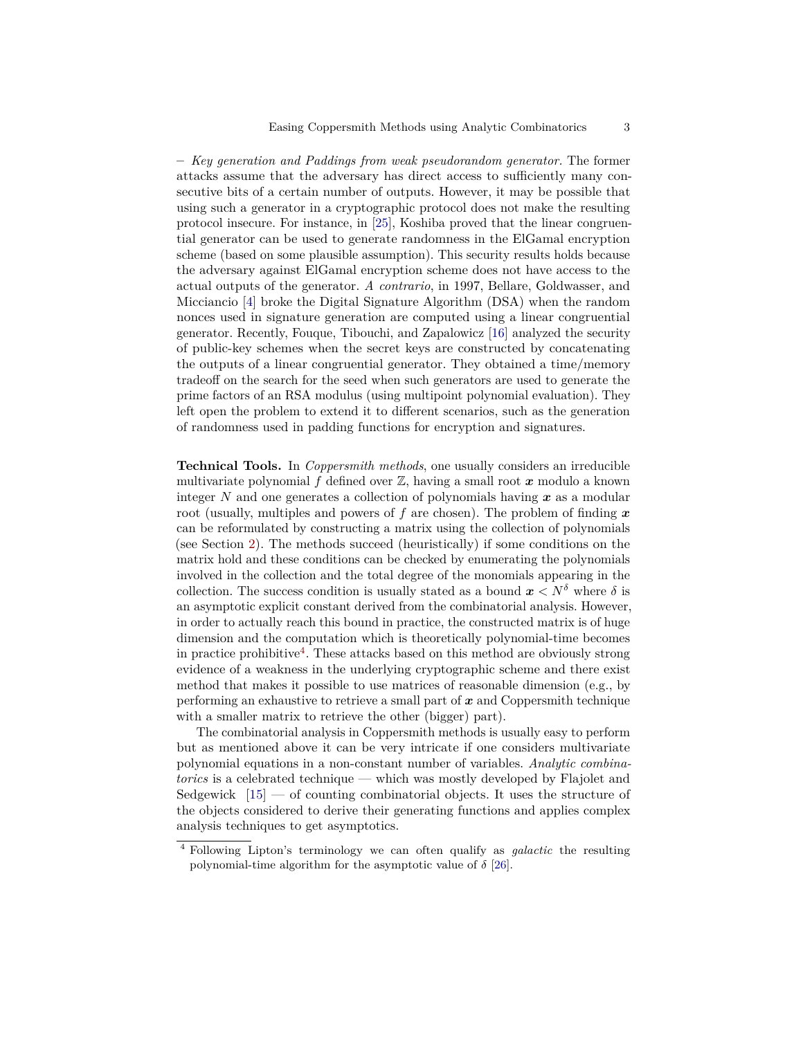– *Key generation and Paddings from weak pseudorandom generator*. The former attacks assume that the adversary has direct access to sufficiently many consecutive bits of a certain number of outputs. However, it may be possible that using such a generator in a cryptographic protocol does not make the resulting protocol insecure. For instance, in [25], Koshiba proved that the linear congruential generator can be used to generate randomness in the ElGamal encryption scheme (based on some plausible assumption). This security results holds because the adversary against ElGamal encryption scheme does not have access to the actual outputs of the generator. *A contrario*, in 1997, Bellare, Goldwasser, and Micciancio [4] broke the Digital Signature Algorithm (DSA) when the random nonces used in signature generation are computed using a linear congruential generator. Recently, Fouque, Tibouchi, and Zapalowicz [16] analyzed the security of public-key schemes when the secret keys are constructed by concatenating the outputs of a linear congruential generator. They obtained a time/memory tradeoff on the search for the seed when such generators are used to generate the prime factors of an RSA modulus (using multipoint polynomial evaluation). They left open the problem to extend it to different scenarios, such as the generation of randomness used in padding functions for encryption and signatures.

**Technical Tools.** In *Coppersmith methods*, one usually considers an irreducible multivariate polynomial $f$ defined over $\mathbb{Z}$, having a small root $\boldsymbol{x}$ modulo a known integer $N$ and one generates a collection of polynomials having $\boldsymbol{x}$ as a modular root (usually, multiples and powers of $f$ are chosen). The problem of finding $\boldsymbol{x}$ can be reformulated by constructing a matrix using the collection of polynomials (see Section 2). The methods succeed (heuristically) if some conditions on the matrix hold and these conditions can be checked by enumerating the polynomials involved in the collection and the total degree of the monomials appearing in the collection. The success condition is usually stated as a bound $\boldsymbol{x} < N^{\delta}$ where $\delta$ is an asymptotic explicit constant derived from the combinatorial analysis. However, in order to actually reach this bound in practice, the constructed matrix is of huge dimension and the computation which is theoretically polynomial-time becomes in practice prohibitive[4]. These attacks based on this method are obviously strong evidence of a weakness in the underlying cryptographic scheme and there exist method that makes it possible to use matrices of reasonable dimension (e.g., by performing an exhaustive to retrieve a small part of $\boldsymbol{x}$ and Coppersmith technique with a smaller matrix to retrieve the other (bigger) part).

The combinatorial analysis in Coppersmith methods is usually easy to perform but as mentioned above it can be very intricate if one considers multivariate polynomial equations in a non-constant number of variables. *Analytic combinatorics* is a celebrated technique — which was mostly developed by Flajolet and Sedgewick [15] — of counting combinatorial objects. It uses the structure of the objects considered to derive their generating functions and applies complex analysis techniques to get asymptotics.

[4] Following Lipton's terminology we can often qualify as *galactic* the resulting polynomial-time algorithm for the asymptotic value of $\delta$ [26].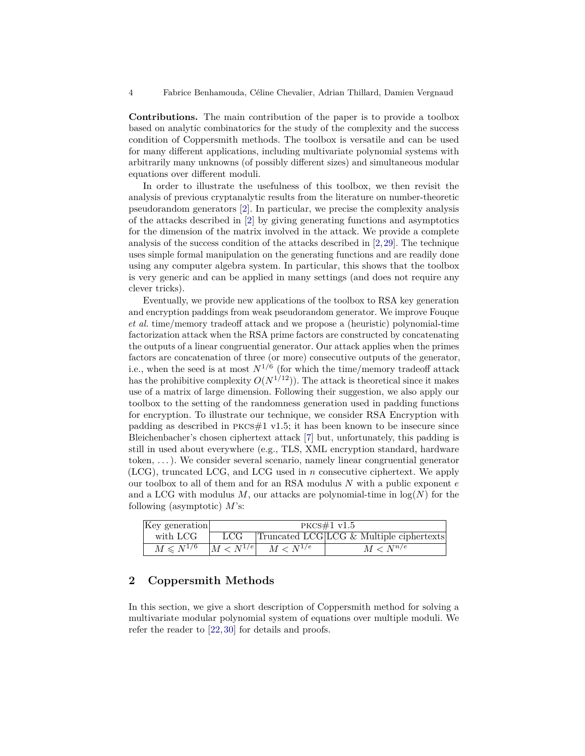**Contributions.** The main contribution of the paper is to provide a toolbox based on analytic combinatorics for the study of the complexity and the success condition of Coppersmith methods. The toolbox is versatile and can be used for many different applications, including multivariate polynomial systems with arbitrarily many unknowns (of possibly different sizes) and simultaneous modular equations over different moduli.

In order to illustrate the usefulness of this toolbox, we then revisit the analysis of previous cryptanalytic results from the literature on number-theoretic pseudorandom generators [2]. In particular, we precise the complexity analysis of the attacks described in [2] by giving generating functions and asymptotics for the dimension of the matrix involved in the attack. We provide a complete analysis of the success condition of the attacks described in [2,29]. The technique uses simple formal manipulation on the generating functions and are readily done using any computer algebra system. In particular, this shows that the toolbox is very generic and can be applied in many settings (and does not require any clever tricks).

Eventually, we provide new applications of the toolbox to RSA key generation and encryption paddings from weak pseudorandom generator. We improve Fouque *et al.* time/memory tradeoff attack and we propose a (heuristic) polynomial-time factorization attack when the RSA prime factors are constructed by concatenating the outputs of a linear congruential generator. Our attack applies when the primes factors are concatenation of three (or more) consecutive outputs of the generator, i.e., when the seed is at most $N^{1/6}$ (for which the time/memory tradeoff attack has the prohibitive complexity $O(N^{1/12})$). The attack is theoretical since it makes use of a matrix of large dimension. Following their suggestion, we also apply our toolbox to the setting of the randomness generation used in padding functions for encryption. To illustrate our technique, we consider RSA Encryption with padding as described in PKCS#1 v1.5; it has been known to be insecure since Bleichenbacher's chosen ciphertext attack [7] but, unfortunately, this padding is still in used about everywhere (e.g., TLS, XML encryption standard, hardware token, ...). We consider several scenario, namely linear congruential generator (LCG), truncated LCG, and LCG used in $n$ consecutive ciphertext. We apply our toolbox to all of them and for an RSA modulus $N$ with a public exponent $e$ and a LCG with modulus $M$, our attacks are polynomial-time in $\log(N)$ for the following (asymptotic) $M$'s:

| Key generation with LCG | PKCS#1 v1.5 | | |
|---|---|---|---|
| | LCG | Truncated LCG | LCG & Multiple ciphertexts |
| $M \leqslant N^{1/6}$ | $M < N^{1/e}$ | $M < N^{1/e}$ | $M < N^{n/e}$ |

## 2 Coppersmith Methods

In this section, we give a short description of Coppersmith method for solving a multivariate modular polynomial system of equations over multiple moduli. We refer the reader to [22,30] for details and proofs.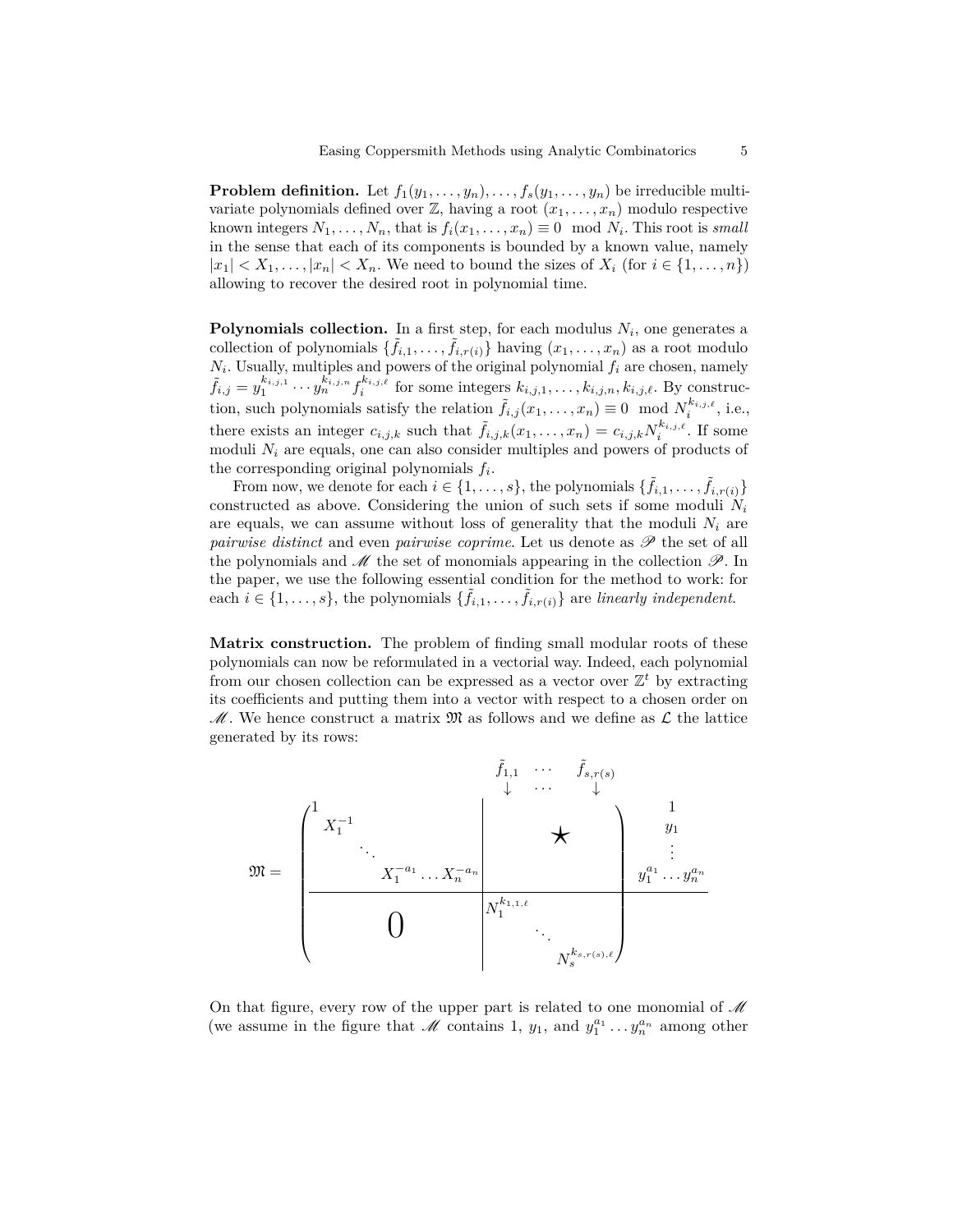**Problem definition.** Let $f_1(y_1, \ldots, y_n), \ldots, f_s(y_1, \ldots, y_n)$ be irreducible multivariate polynomials defined over $\mathbb{Z}$, having a root $(x_1, \ldots, x_n)$ modulo respective known integers $N_1, \ldots, N_n$, that is $f_i(x_1, \ldots, x_n) \equiv 0 \mod N_i$. This root is *small* in the sense that each of its components is bounded by a known value, namely $|x_1| < X_1, \ldots, |x_n| < X_n$. We need to bound the sizes of $X_i$ (for $i \in \{1, \ldots, n\}$) allowing to recover the desired root in polynomial time.

**Polynomials collection.** In a first step, for each modulus $N_i$, one generates a collection of polynomials $\{\tilde{f}_{i,1}, \ldots, \tilde{f}_{i,r(i)}\}$ having $(x_1, \ldots, x_n)$ as a root modulo $N_i$. Usually, multiples and powers of the original polynomial $f_i$ are chosen, namely $\tilde{f}_{i,j} = y_1^{k_{i,j,1}} \cdots y_n^{k_{i,j,n}} f_i^{k_{i,j,\ell}}$ for some integers $k_{i,j,1}, \ldots, k_{i,j,n}, k_{i,j,\ell}$. By construction, such polynomials satisfy the relation $\tilde{f}_{i,j}(x_1, \ldots, x_n) \equiv 0 \mod N_i^{k_{i,j,\ell}}$, i.e., there exists an integer $c_{i,j,k}$ such that $\tilde{f}_{i,j,k}(x_1, \ldots, x_n) = c_{i,j,k} N_i^{k_{i,j,\ell}}$. If some moduli $N_i$ are equals, one can also consider multiples and powers of products of the corresponding original polynomials $f_i$.

From now, we denote for each $i \in \{1, \ldots, s\}$, the polynomials $\{\tilde{f}_{i,1}, \ldots, \tilde{f}_{i,r(i)}\}$ constructed as above. Considering the union of such sets if some moduli $N_i$ are equals, we can assume without loss of generality that the moduli $N_i$ are *pairwise distinct* and even *pairwise coprime*. Let us denote as $\mathscr{P}$ the set of all the polynomials and $\mathscr{M}$ the set of monomials appearing in the collection $\mathscr{P}$. In the paper, we use the following essential condition for the method to work: for each $i \in \{1, \ldots, s\}$, the polynomials $\{\tilde{f}_{i,1}, \ldots, \tilde{f}_{i,r(i)}\}$ are *linearly independent*.

**Matrix construction.** The problem of finding small modular roots of these polynomials can now be reformulated in a vectorial way. Indeed, each polynomial from our chosen collection can be expressed as a vector over $\mathbb{Z}^t$ by extracting its coefficients and putting them into a vector with respect to a chosen order on $\mathscr{M}$. We hence construct a matrix $\mathfrak{M}$ as follows and we define as $\mathcal{L}$ the lattice generated by its rows:

$$
\mathfrak{M} = \left(\begin{array}{cccc|ccc}
1 & & & & & & \\
 & X_1^{-1} & & & & \star & \\
 & & \ddots & & & & \\
 & & & X_1^{-a_1} \ldots X_n^{-a_n} & & & \\
\hline
 & & & & N_1^{k_{1,1,\ell}} & & \\
 & 0 & & & & \ddots & \\
 & & & & & & N_s^{k_{s,r(s),\ell}}
\end{array}\right)
\begin{array}{c}
1 \\ y_1 \\ \vdots \\ y_1^{a_1} \ldots y_n^{a_n} \\ \\ \\ \\
\end{array}
$$

(columns of the right block correspond to $\tilde{f}_{1,1} \cdots \tilde{f}_{s,r(s)}$)

On that figure, every row of the upper part is related to one monomial of $\mathscr{M}$ (we assume in the figure that $\mathscr{M}$ contains $1$, $y_1$, and $y_1^{a_1} \ldots y_n^{a_n}$ among other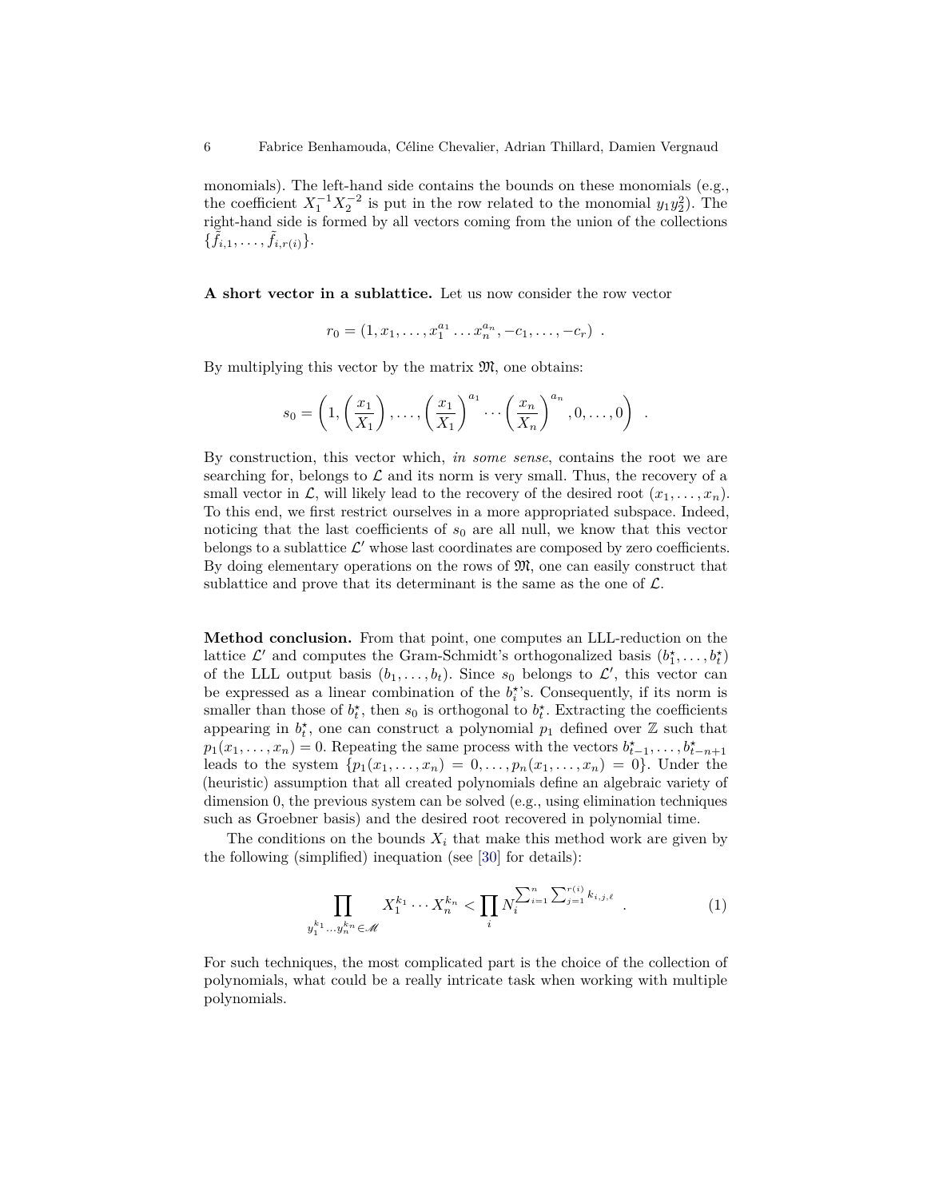monomials). The left-hand side contains the bounds on these monomials (e.g., the coefficient $X_1^{-1}X_2^{-2}$ is put in the row related to the monomial $y_1y_2^2$). The right-hand side is formed by all vectors coming from the union of the collections $\{\tilde{f}_{i,1},\ldots,\tilde{f}_{i,r(i)}\}$.

**A short vector in a sublattice.** Let us now consider the row vector

$$r_0 = (1, x_1, \ldots, x_1^{a_1} \ldots x_n^{a_n}, -c_1, \ldots, -c_r) \ .$$

By multiplying this vector by the matrix $\mathfrak{M}$, one obtains:

$$s_0 = \left(1, \left(\frac{x_1}{X_1}\right), \ldots, \left(\frac{x_1}{X_1}\right)^{a_1} \cdots \left(\frac{x_n}{X_n}\right)^{a_n}, 0, \ldots, 0\right) \ .$$

By construction, this vector which, *in some sense*, contains the root we are searching for, belongs to $\mathcal{L}$ and its norm is very small. Thus, the recovery of a small vector in $\mathcal{L}$, will likely lead to the recovery of the desired root $(x_1, \ldots, x_n)$. To this end, we first restrict ourselves in a more appropriated subspace. Indeed, noticing that the last coefficients of $s_0$ are all null, we know that this vector belongs to a sublattice $\mathcal{L}'$ whose last coordinates are composed by zero coefficients. By doing elementary operations on the rows of $\mathfrak{M}$, one can easily construct that sublattice and prove that its determinant is the same as the one of $\mathcal{L}$.

**Method conclusion.** From that point, one computes an LLL-reduction on the lattice $\mathcal{L}'$ and computes the Gram-Schmidt's orthogonalized basis $(b_1^\star, \ldots, b_t^\star)$ of the LLL output basis $(b_1, \ldots, b_t)$. Since $s_0$ belongs to $\mathcal{L}'$, this vector can be expressed as a linear combination of the $b_i^\star$'s. Consequently, if its norm is smaller than those of $b_t^\star$, then $s_0$ is orthogonal to $b_t^\star$. Extracting the coefficients appearing in $b_t^\star$, one can construct a polynomial $p_1$ defined over $\mathbb{Z}$ such that $p_1(x_1, \ldots, x_n) = 0$. Repeating the same process with the vectors $b_{t-1}^\star, \ldots, b_{t-n+1}^\star$ leads to the system $\{p_1(x_1, \ldots, x_n) = 0, \ldots, p_n(x_1, \ldots, x_n) = 0\}$. Under the (heuristic) assumption that all created polynomials define an algebraic variety of dimension 0, the previous system can be solved (e.g., using elimination techniques such as Groebner basis) and the desired root recovered in polynomial time.

The conditions on the bounds $X_i$ that make this method work are given by the following (simplified) inequation (see [30] for details):

$$\prod_{y_1^{k_1} \ldots y_n^{k_n} \in \mathscr{M}} X_1^{k_1} \cdots X_n^{k_n} < \prod_i N_i^{\sum_{i=1}^{n} \sum_{j=1}^{r(i)} k_{i,j,\ell}} \ . \qquad (1)$$

For such techniques, the most complicated part is the choice of the collection of polynomials, what could be a really intricate task when working with multiple polynomials.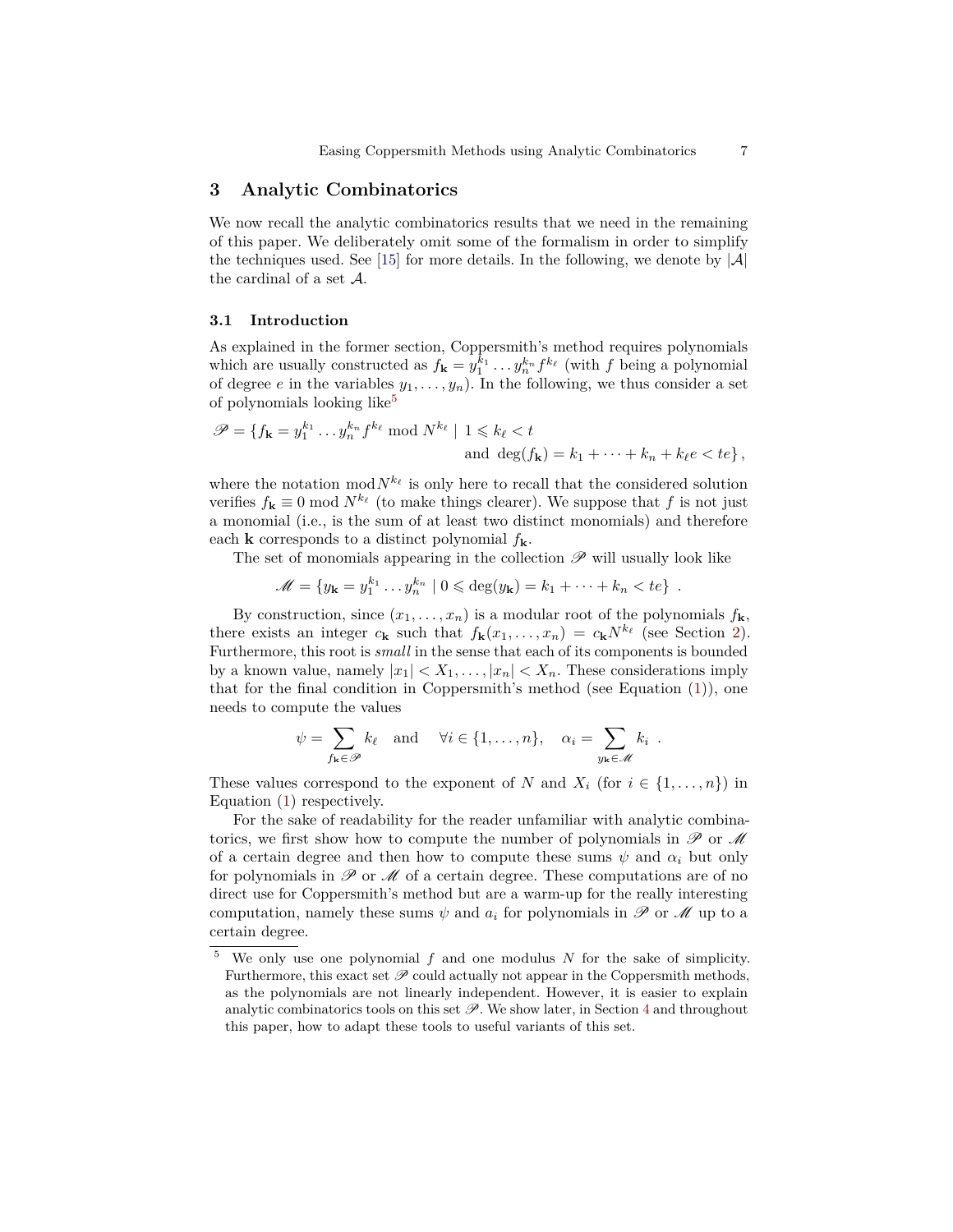## 3 Analytic Combinatorics

We now recall the analytic combinatorics results that we need in the remaining of this paper. We deliberately omit some of the formalism in order to simplify the techniques used. See [15] for more details. In the following, we denote by $|\mathcal{A}|$ the cardinal of a set $\mathcal{A}$.

### 3.1 Introduction

As explained in the former section, Coppersmith's method requires polynomials which are usually constructed as $f_{\mathbf{k}} = y_1^{k_1} \dots y_n^{k_n} f^{k_\ell}$ (with $f$ being a polynomial of degree $e$ in the variables $y_1, \dots, y_n$). In the following, we thus consider a set of polynomials looking like[5]

$$\mathscr{P} = \{f_{\mathbf{k}} = y_1^{k_1} \dots y_n^{k_n} f^{k_\ell} \bmod N^{k_\ell} \mid 1 \leqslant k_\ell < t \text{ and } \deg(f_{\mathbf{k}}) = k_1 + \dots + k_n + k_\ell e < te\},$$

where the notation $\bmod N^{k_\ell}$ is only here to recall that the considered solution verifies $f_{\mathbf{k}} \equiv 0 \bmod N^{k_\ell}$ (to make things clearer). We suppose that $f$ is not just a monomial (i.e., is the sum of at least two distinct monomials) and therefore each $\mathbf{k}$ corresponds to a distinct polynomial $f_{\mathbf{k}}$.

The set of monomials appearing in the collection $\mathscr{P}$ will usually look like

$$\mathscr{M} = \{y_{\mathbf{k}} = y_1^{k_1} \dots y_n^{k_n} \mid 0 \leqslant \deg(y_{\mathbf{k}}) = k_1 + \dots + k_n < te\} \ .$$

By construction, since $(x_1, \dots, x_n)$ is a modular root of the polynomials $f_{\mathbf{k}}$, there exists an integer $c_{\mathbf{k}}$ such that $f_{\mathbf{k}}(x_1, \dots, x_n) = c_{\mathbf{k}} N^{k_\ell}$ (see Section 2). Furthermore, this root is *small* in the sense that each of its components is bounded by a known value, namely $|x_1| < X_1, \dots, |x_n| < X_n$. These considerations imply that for the final condition in Coppersmith's method (see Equation (1)), one needs to compute the values

$$\psi = \sum_{f_{\mathbf{k}} \in \mathscr{P}} k_\ell \quad \text{and} \quad \forall i \in \{1, \dots, n\}, \quad \alpha_i = \sum_{y_{\mathbf{k}} \in \mathscr{M}} k_i \ .$$

These values correspond to the exponent of $N$ and $X_i$ (for $i \in \{1, \dots, n\}$) in Equation (1) respectively.

For the sake of readability for the reader unfamiliar with analytic combinatorics, we first show how to compute the number of polynomials in $\mathscr{P}$ or $\mathscr{M}$ of a certain degree and then how to compute these sums $\psi$ and $\alpha_i$ but only for polynomials in $\mathscr{P}$ or $\mathscr{M}$ of a certain degree. These computations are of no direct use for Coppersmith's method but are a warm-up for the really interesting computation, namely these sums $\psi$ and $a_i$ for polynomials in $\mathscr{P}$ or $\mathscr{M}$ up to a certain degree.

[5] We only use one polynomial $f$ and one modulus $N$ for the sake of simplicity. Furthermore, this exact set $\mathscr{P}$ could actually not appear in the Coppersmith methods, as the polynomials are not linearly independent. However, it is easier to explain analytic combinatorics tools on this set $\mathscr{P}$. We show later, in Section 4 and throughout this paper, how to adapt these tools to useful variants of this set.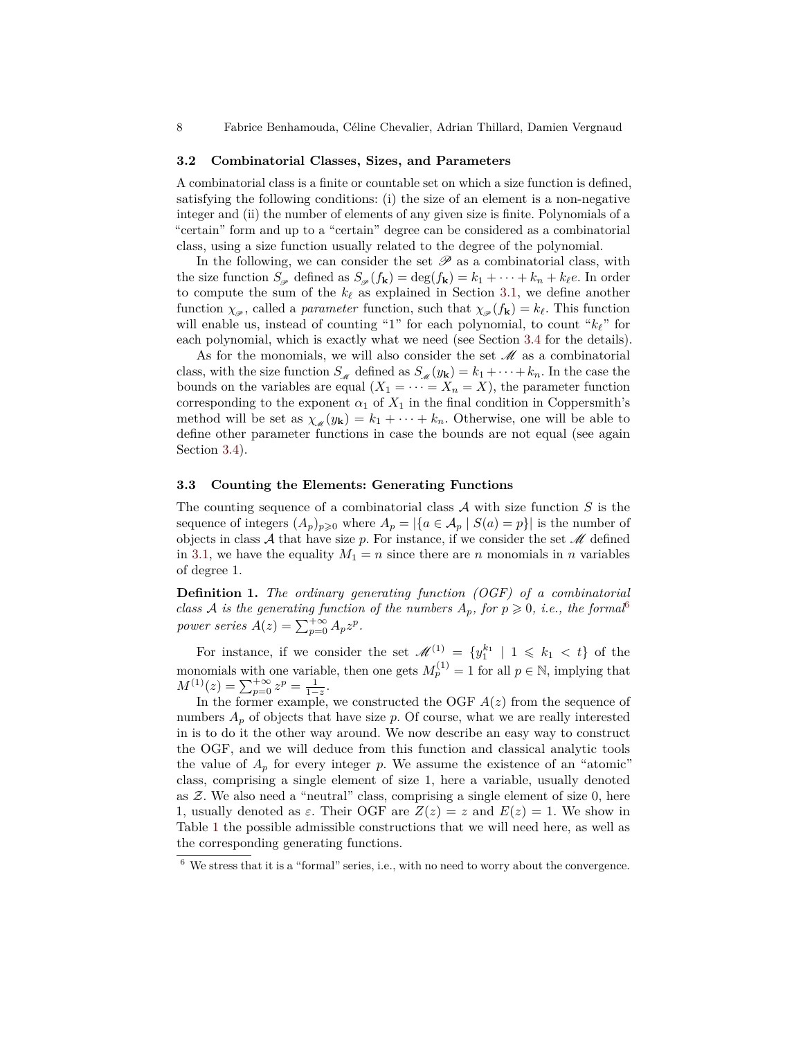### 3.2 Combinatorial Classes, Sizes, and Parameters

A combinatorial class is a finite or countable set on which a size function is defined, satisfying the following conditions: (i) the size of an element is a non-negative integer and (ii) the number of elements of any given size is finite. Polynomials of a "certain" form and up to a "certain" degree can be considered as a combinatorial class, using a size function usually related to the degree of the polynomial.

In the following, we can consider the set $\mathscr{P}$ as a combinatorial class, with the size function $S_{\mathscr{P}}$ defined as $S_{\mathscr{P}}(f_{\mathbf{k}}) = \deg(f_{\mathbf{k}}) = k_1 + \cdots + k_n + k_\ell e$. In order to compute the sum of the $k_\ell$ as explained in Section 3.1, we define another function $\chi_{\mathscr{P}}$, called a *parameter* function, such that $\chi_{\mathscr{P}}(f_{\mathbf{k}}) = k_\ell$. This function will enable us, instead of counting "1" for each polynomial, to count "$k_\ell$" for each polynomial, which is exactly what we need (see Section 3.4 for the details).

As for the monomials, we will also consider the set $\mathscr{M}$ as a combinatorial class, with the size function $S_{\mathscr{M}}$ defined as $S_{\mathscr{M}}(y_{\mathbf{k}}) = k_1 + \cdots + k_n$. In the case the bounds on the variables are equal ($X_1 = \cdots = X_n = X$), the parameter function corresponding to the exponent $\alpha_1$ of $X_1$ in the final condition in Coppersmith's method will be set as $\chi_{\mathscr{M}}(y_{\mathbf{k}}) = k_1 + \cdots + k_n$. Otherwise, one will be able to define other parameter functions in case the bounds are not equal (see again Section 3.4).

### 3.3 Counting the Elements: Generating Functions

The counting sequence of a combinatorial class $\mathcal{A}$ with size function $S$ is the sequence of integers $(A_p)_{p \geqslant 0}$ where $A_p = |\{a \in \mathcal{A}_p \mid S(a) = p\}|$ is the number of objects in class $\mathcal{A}$ that have size $p$. For instance, if we consider the set $\mathscr{M}$ defined in 3.1, we have the equality $M_1 = n$ since there are $n$ monomials in $n$ variables of degree 1.

**Definition 1.** *The ordinary generating function (OGF) of a combinatorial class $\mathcal{A}$ is the generating function of the numbers $A_p$, for $p \geqslant 0$, i.e., the formal*[6] *power series $A(z) = \sum_{p=0}^{+\infty} A_p z^p$.*

For instance, if we consider the set $\mathscr{M}^{(1)} = \{y_1^{k_1} \mid 1 \leqslant k_1 < t\}$ of the monomials with one variable, then one gets $M_p^{(1)} = 1$ for all $p \in \mathbb{N}$, implying that $M^{(1)}(z) = \sum_{p=0}^{+\infty} z^p = \frac{1}{1-z}$.

In the former example, we constructed the OGF $A(z)$ from the sequence of numbers $A_p$ of objects that have size $p$. Of course, what we are really interested in is to do it the other way around. We now describe an easy way to construct the OGF, and we will deduce from this function and classical analytic tools the value of $A_p$ for every integer $p$. We assume the existence of an "atomic" class, comprising a single element of size 1, here a variable, usually denoted as $\mathcal{Z}$. We also need a "neutral" class, comprising a single element of size 0, here 1, usually denoted as $\varepsilon$. Their OGF are $Z(z) = z$ and $E(z) = 1$. We show in Table 1 the possible admissible constructions that we will need here, as well as the corresponding generating functions.

[6] We stress that it is a "formal" series, i.e., with no need to worry about the convergence.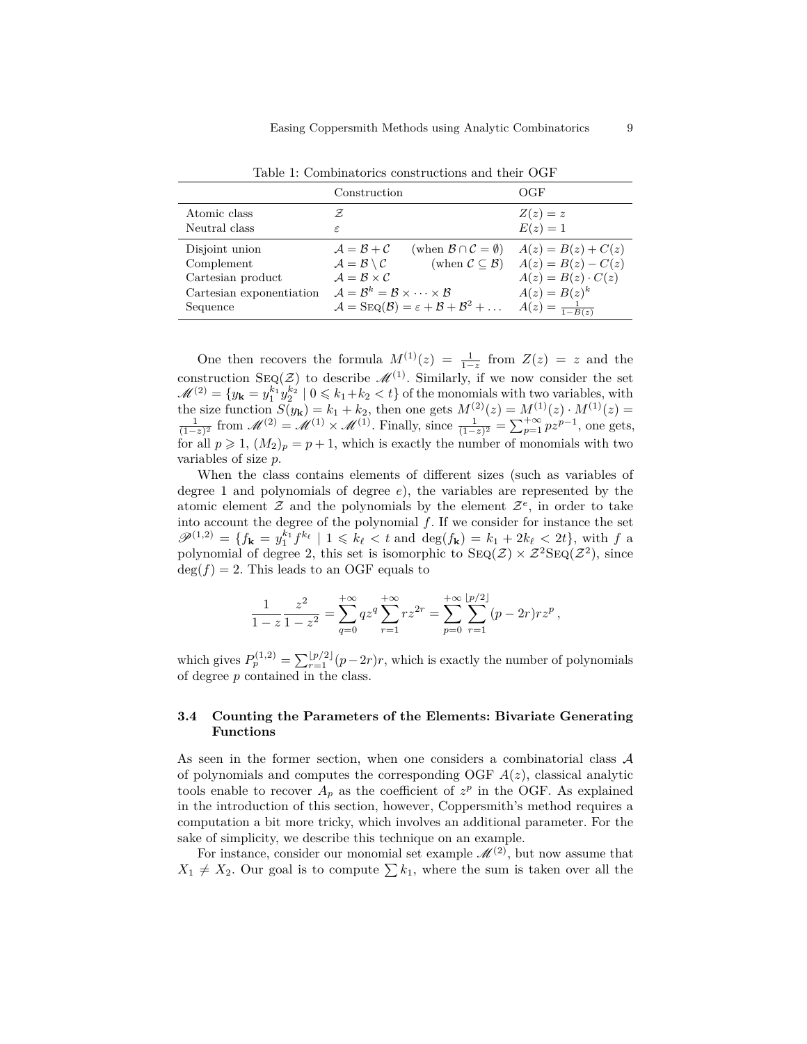Table 1: Combinatorics constructions and their OGF

| | Construction | | OGF |
|---|---|---|---|
| Atomic class | $\mathcal{Z}$ | | $Z(z) = z$ |
| Neutral class | $\varepsilon$ | | $E(z) = 1$ |
| Disjoint union | $\mathcal{A} = \mathcal{B} + \mathcal{C}$ | (when $\mathcal{B} \cap \mathcal{C} = \emptyset$) | $A(z) = B(z) + C(z)$ |
| Complement | $\mathcal{A} = \mathcal{B} \setminus \mathcal{C}$ | (when $\mathcal{C} \subseteq \mathcal{B}$) | $A(z) = B(z) - C(z)$ |
| Cartesian product | $\mathcal{A} = \mathcal{B} \times \mathcal{C}$ | | $A(z) = B(z) \cdot C(z)$ |
| Cartesian exponentiation | $\mathcal{A} = \mathcal{B}^k = \mathcal{B} \times \cdots \times \mathcal{B}$ | | $A(z) = B(z)^k$ |
| Sequence | $\mathcal{A} = \text{Seq}(\mathcal{B}) = \varepsilon + \mathcal{B} + \mathcal{B}^2 + \dots$ | | $A(z) = \frac{1}{1-B(z)}$ |

One then recovers the formula $M^{(1)}(z) = \frac{1}{1-z}$ from $Z(z) = z$ and the construction $\text{Seq}(\mathcal{Z})$ to describe $\mathscr{M}^{(1)}$. Similarly, if we now consider the set $\mathscr{M}^{(2)} = \{y_{\mathbf{k}} = y_1^{k_1} y_2^{k_2} \mid 0 \leqslant k_1 + k_2 < t\}$ of the monomials with two variables, with the size function $S(y_{\mathbf{k}}) = k_1 + k_2$, then one gets $M^{(2)}(z) = M^{(1)}(z) \cdot M^{(1)}(z) = \frac{1}{(1-z)^2}$ from $\mathscr{M}^{(2)} = \mathscr{M}^{(1)} \times \mathscr{M}^{(1)}$. Finally, since $\frac{1}{(1-z)^2} = \sum_{p=1}^{+\infty} p z^{p-1}$, one gets, for all $p \geqslant 1$, $(M_2)_p = p + 1$, which is exactly the number of monomials with two variables of size $p$.

When the class contains elements of different sizes (such as variables of degree 1 and polynomials of degree $e$), the variables are represented by the atomic element $\mathcal{Z}$ and the polynomials by the element $\mathcal{Z}^e$, in order to take into account the degree of the polynomial $f$. If we consider for instance the set $\mathscr{P}^{(1,2)} = \{f_{\mathbf{k}} = y_1^{k_1} f^{k_\ell} \mid 1 \leqslant k_\ell < t \text{ and } \deg(f_{\mathbf{k}}) = k_1 + 2k_\ell < 2t\}$, with $f$ a polynomial of degree 2, this set is isomorphic to $\text{Seq}(\mathcal{Z}) \times \mathcal{Z}^2 \text{Seq}(\mathcal{Z}^2)$, since $\deg(f) = 2$. This leads to an OGF equals to

$$\frac{1}{1-z} \frac{z^2}{1-z^2} = \sum_{q=0}^{+\infty} q z^q \sum_{r=1}^{+\infty} r z^{2r} = \sum_{p=0}^{+\infty} \sum_{r=1}^{\lfloor p/2 \rfloor} (p - 2r) r z^p \,,$$

which gives $P_p^{(1,2)} = \sum_{r=1}^{\lfloor p/2 \rfloor} (p-2r) r$, which is exactly the number of polynomials of degree $p$ contained in the class.

### 3.4 Counting the Parameters of the Elements: Bivariate Generating Functions

As seen in the former section, when one considers a combinatorial class $\mathcal{A}$ of polynomials and computes the corresponding OGF $A(z)$, classical analytic tools enable to recover $A_p$ as the coefficient of $z^p$ in the OGF. As explained in the introduction of this section, however, Coppersmith's method requires a computation a bit more tricky, which involves an additional parameter. For the sake of simplicity, we describe this technique on an example.

For instance, consider our monomial set example $\mathscr{M}^{(2)}$, but now assume that $X_1 \neq X_2$. Our goal is to compute $\sum k_1$, where the sum is taken over all the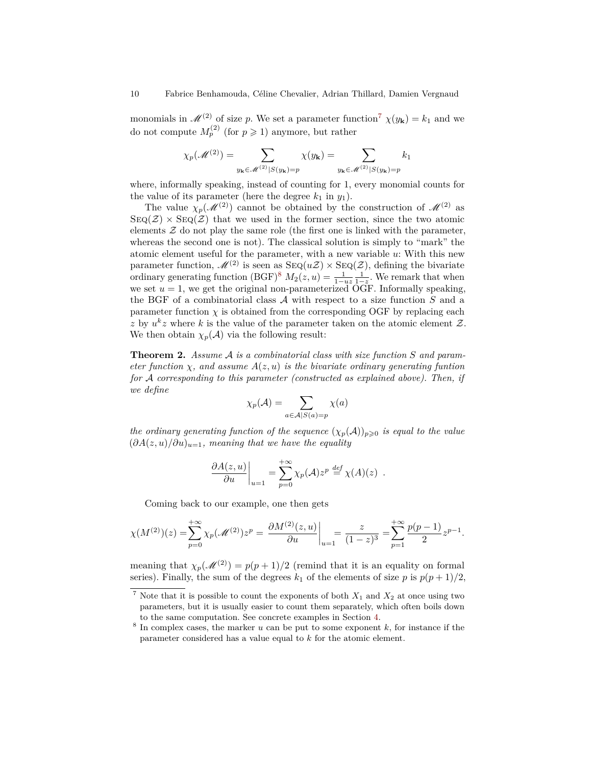monomials in $\mathscr{M}^{(2)}$ of size $p$. We set a parameter function[7] $\chi(y_{\mathbf{k}}) = k_1$ and we do not compute $M_p^{(2)}$ (for $p \geqslant 1$) anymore, but rather

$$\chi_p(\mathscr{M}^{(2)}) = \sum_{y_{\mathbf{k}} \in \mathscr{M}^{(2)} | S(y_{\mathbf{k}}) = p} \chi(y_{\mathbf{k}}) = \sum_{y_{\mathbf{k}} \in \mathscr{M}^{(2)} | S(y_{\mathbf{k}}) = p} k_1$$

where, informally speaking, instead of counting for 1, every monomial counts for the value of its parameter (here the degree $k_1$ in $y_1$).

The value $\chi_p(\mathscr{M}^{(2)})$ cannot be obtained by the construction of $\mathscr{M}^{(2)}$ as $\textsc{Seq}(\mathcal{Z}) \times \textsc{Seq}(\mathcal{Z})$ that we used in the former section, since the two atomic elements $\mathcal{Z}$ do not play the same role (the first one is linked with the parameter, whereas the second one is not). The classical solution is simply to "mark" the atomic element useful for the parameter, with a new variable $u$: With this new parameter function, $\mathscr{M}^{(2)}$ is seen as $\textsc{Seq}(u\mathcal{Z}) \times \textsc{Seq}(\mathcal{Z})$, defining the bivariate ordinary generating function (BGF)[8] $M_2(z, u) = \frac{1}{1-uz} \frac{1}{1-z}$. We remark that when we set $u = 1$, we get the original non-parameterized OGF. Informally speaking, the BGF of a combinatorial class $\mathcal{A}$ with respect to a size function $S$ and a parameter function $\chi$ is obtained from the corresponding OGF by replacing each $z$ by $u^k z$ where $k$ is the value of the parameter taken on the atomic element $\mathcal{Z}$. We then obtain $\chi_p(\mathcal{A})$ via the following result:

**Theorem 2.** *Assume $\mathcal{A}$ is a combinatorial class with size function $S$ and parameter function $\chi$, and assume $A(z, u)$ is the bivariate ordinary generating funtion for $\mathcal{A}$ corresponding to this parameter (constructed as explained above). Then, if we define*

$$\chi_p(\mathcal{A}) = \sum_{a \in \mathcal{A} | S(a) = p} \chi(a)$$

*the ordinary generating function of the sequence $(\chi_p(\mathcal{A}))_{p \geqslant 0}$ is equal to the value $(\partial A(z, u)/\partial u)_{u=1}$, meaning that we have the equality*

$$\left.\frac{\partial A(z, u)}{\partial u}\right|_{u=1} = \sum_{p=0}^{+\infty} \chi_p(\mathcal{A}) z^p \stackrel{def}{=} \chi(A)(z) \ .$$

Coming back to our example, one then gets

$$\chi(M^{(2)})(z) = \sum_{p=0}^{+\infty} \chi_p(\mathscr{M}^{(2)}) z^p = \left.\frac{\partial M^{(2)}(z, u)}{\partial u}\right|_{u=1} = \frac{z}{(1-z)^3} = \sum_{p=1}^{+\infty} \frac{p(p-1)}{2} z^{p-1}.$$

meaning that $\chi_p(\mathscr{M}^{(2)}) = p(p+1)/2$ (remind that it is an equality on formal series). Finally, the sum of the degrees $k_1$ of the elements of size $p$ is $p(p+1)/2$,

---

[7] Note that it is possible to count the exponents of both $X_1$ and $X_2$ at once using two parameters, but it is usually easier to count them separately, which often boils down to the same computation. See concrete examples in Section 4.

[8] In complex cases, the marker $u$ can be put to some exponent $k$, for instance if the parameter considered has a value equal to $k$ for the atomic element.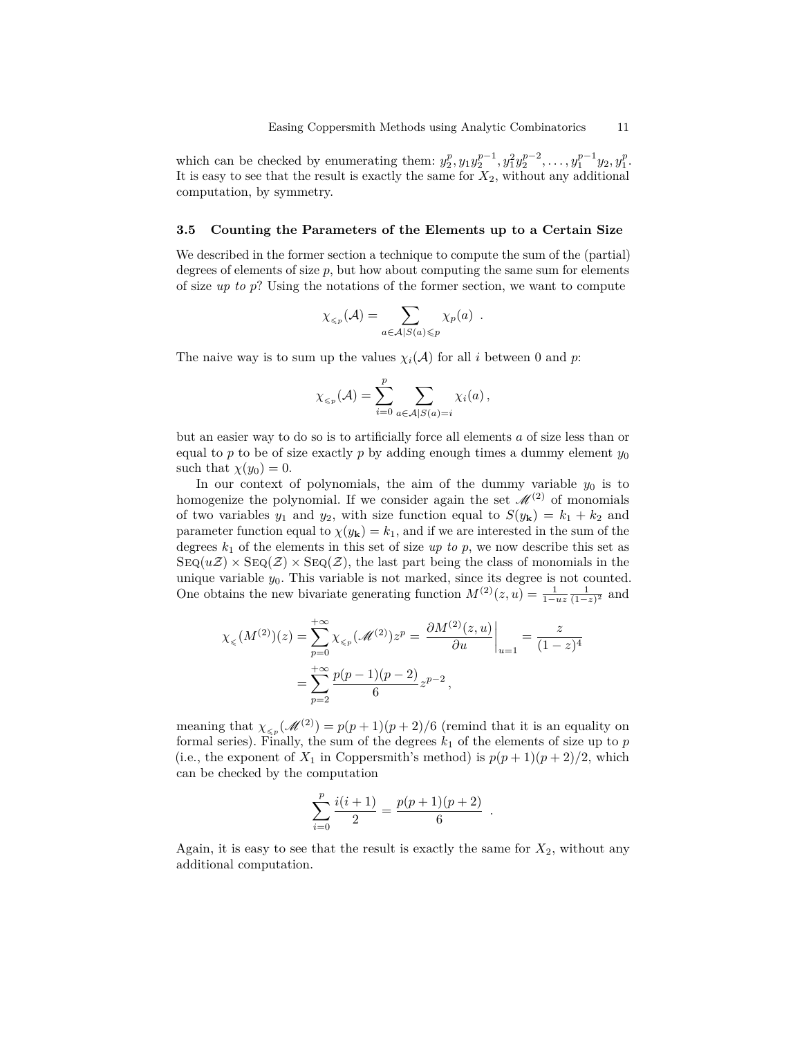which can be checked by enumerating them: $y_2^p, y_1 y_2^{p-1}, y_1^2 y_2^{p-2}, \ldots, y_1^{p-1} y_2, y_1^p$. It is easy to see that the result is exactly the same for $X_2$, without any additional computation, by symmetry.

### 3.5 Counting the Parameters of the Elements up to a Certain Size

We described in the former section a technique to compute the sum of the (partial) degrees of elements of size $p$, but how about computing the same sum for elements of size *up to* $p$? Using the notations of the former section, we want to compute

$$\chi_{\leqslant p}(\mathcal{A}) = \sum_{a \in \mathcal{A} | S(a) \leqslant p} \chi_p(a) \ .$$

The naive way is to sum up the values $\chi_i(\mathcal{A})$ for all $i$ between 0 and $p$:

$$\chi_{\leqslant p}(\mathcal{A}) = \sum_{i=0}^{p} \sum_{a \in \mathcal{A} | S(a) = i} \chi_i(a) \,,$$

but an easier way to do so is to artificially force all elements $a$ of size less than or equal to $p$ to be of size exactly $p$ by adding enough times a dummy element $y_0$ such that $\chi(y_0) = 0$.

In our context of polynomials, the aim of the dummy variable $y_0$ is to homogenize the polynomial. If we consider again the set $\mathscr{M}^{(2)}$ of monomials of two variables $y_1$ and $y_2$, with size function equal to $S(y_{\mathbf{k}}) = k_1 + k_2$ and parameter function equal to $\chi(y_{\mathbf{k}}) = k_1$, and if we are interested in the sum of the degrees $k_1$ of the elements in this set of size *up to* $p$, we now describe this set as $\textsc{Seq}(u\mathcal{Z}) \times \textsc{Seq}(\mathcal{Z}) \times \textsc{Seq}(\mathcal{Z})$, the last part being the class of monomials in the unique variable $y_0$. This variable is not marked, since its degree is not counted. One obtains the new bivariate generating function $M^{(2)}(z, u) = \frac{1}{1-uz} \frac{1}{(1-z)^2}$ and

$$\begin{aligned}
\chi_{\leqslant}(M^{(2)})(z) = \sum_{p=0}^{+\infty} \chi_{\leqslant p}(\mathscr{M}^{(2)}) z^p &= \left. \frac{\partial M^{(2)}(z, u)}{\partial u} \right|_{u=1} = \frac{z}{(1-z)^4} \\
&= \sum_{p=2}^{+\infty} \frac{p(p-1)(p-2)}{6} z^{p-2} \,,
\end{aligned}$$

meaning that $\chi_{\leqslant p}(\mathscr{M}^{(2)}) = p(p+1)(p+2)/6$ (remind that it is an equality on formal series). Finally, the sum of the degrees $k_1$ of the elements of size up to $p$ (i.e., the exponent of $X_1$ in Coppersmith's method) is $p(p+1)(p+2)/2$, which can be checked by the computation

$$\sum_{i=0}^{p} \frac{i(i+1)}{2} = \frac{p(p+1)(p+2)}{6} \ .$$

Again, it is easy to see that the result is exactly the same for $X_2$, without any additional computation.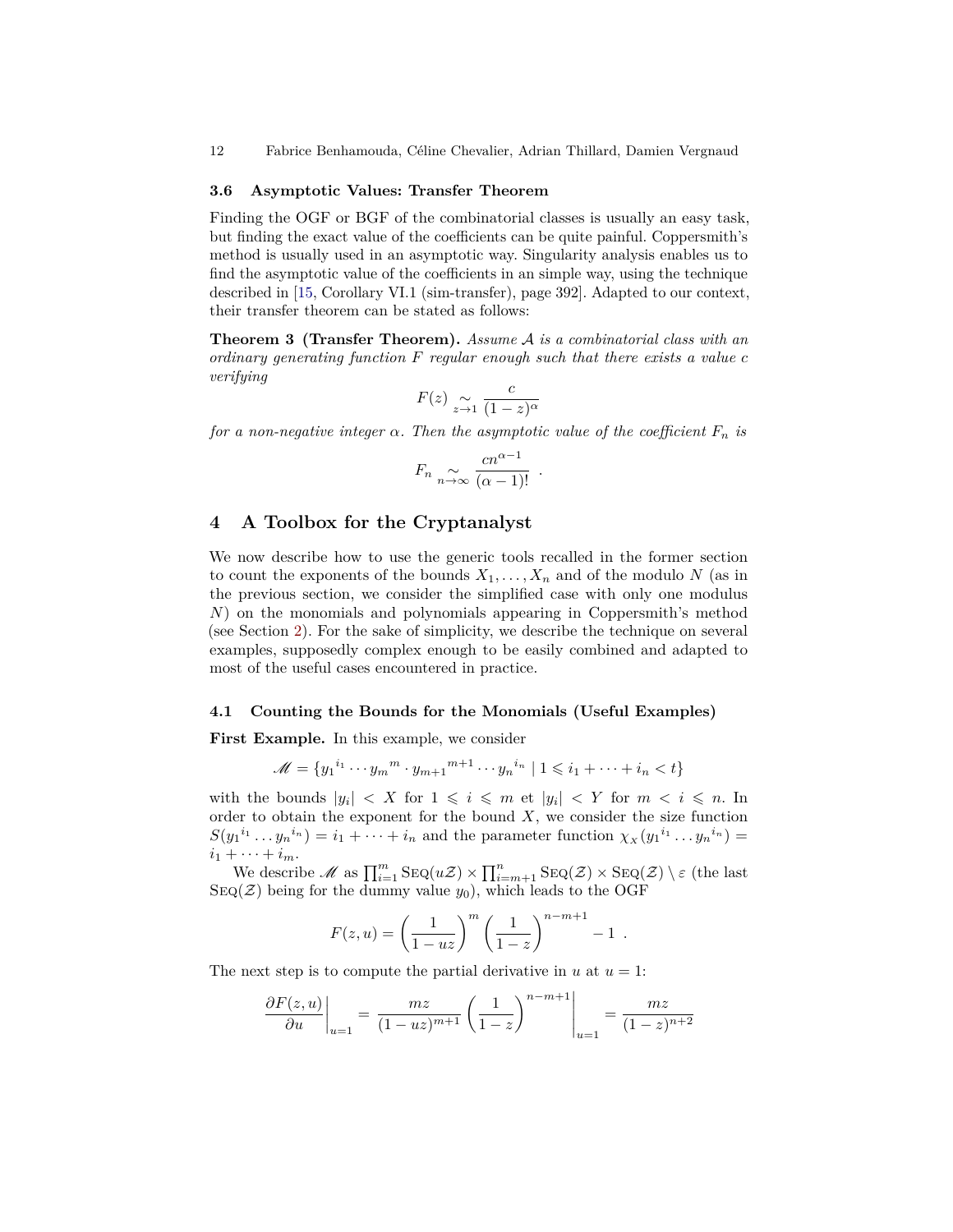### 3.6 Asymptotic Values: Transfer Theorem

Finding the OGF or BGF of the combinatorial classes is usually an easy task, but finding the exact value of the coefficients can be quite painful. Coppersmith's method is usually used in an asymptotic way. Singularity analysis enables us to find the asymptotic value of the coefficients in an simple way, using the technique described in [15, Corollary VI.1 (sim-transfer), page 392]. Adapted to our context, their transfer theorem can be stated as follows:

**Theorem 3 (Transfer Theorem).** *Assume $\mathcal{A}$ is a combinatorial class with an ordinary generating function $F$ regular enough such that there exists a value $c$ verifying*

$$F(z) \underset{z \to 1}{\sim} \frac{c}{(1-z)^{\alpha}}$$

*for a non-negative integer $\alpha$. Then the asymptotic value of the coefficient $F_n$ is*

$$F_n \underset{n \to \infty}{\sim} \frac{c n^{\alpha-1}}{(\alpha-1)!} \ .$$

## 4 A Toolbox for the Cryptanalyst

We now describe how to use the generic tools recalled in the former section to count the exponents of the bounds $X_1, \ldots, X_n$ and of the modulo $N$ (as in the previous section, we consider the simplified case with only one modulus $N$) on the monomials and polynomials appearing in Coppersmith's method (see Section 2). For the sake of simplicity, we describe the technique on several examples, supposedly complex enough to be easily combined and adapted to most of the useful cases encountered in practice.

### 4.1 Counting the Bounds for the Monomials (Useful Examples)

**First Example.** In this example, we consider

$$\mathscr{M} = \{ {y_1}^{i_1} \cdots {y_m}^{m} \cdot {y_{m+1}}^{m+1} \cdots {y_n}^{i_n} \mid 1 \leqslant i_1 + \cdots + i_n < t \}$$

with the bounds $|y_i| < X$ for $1 \leqslant i \leqslant m$ et $|y_i| < Y$ for $m < i \leqslant n$. In order to obtain the exponent for the bound $X$, we consider the size function $S({y_1}^{i_1} \ldots {y_n}^{i_n}) = i_1 + \cdots + i_n$ and the parameter function $\chi_X({y_1}^{i_1} \ldots {y_n}^{i_n}) = i_1 + \cdots + i_m$.

We describe $\mathscr{M}$ as $\prod_{i=1}^{m} \textsc{Seq}(u\mathcal{Z}) \times \prod_{i=m+1}^{n} \textsc{Seq}(\mathcal{Z}) \times \textsc{Seq}(\mathcal{Z}) \setminus \varepsilon$ (the last $\textsc{Seq}(\mathcal{Z})$ being for the dummy value $y_0$), which leads to the OGF

$$F(z,u) = \left(\frac{1}{1-uz}\right)^{m} \left(\frac{1}{1-z}\right)^{n-m+1} - 1 \ .$$

The next step is to compute the partial derivative in $u$ at $u = 1$:

$$\left.\frac{\partial F(z,u)}{\partial u}\right|_{u=1} = \left.\frac{mz}{(1-uz)^{m+1}} \left(\frac{1}{1-z}\right)^{n-m+1}\right|_{u=1} = \frac{mz}{(1-z)^{n+2}}$$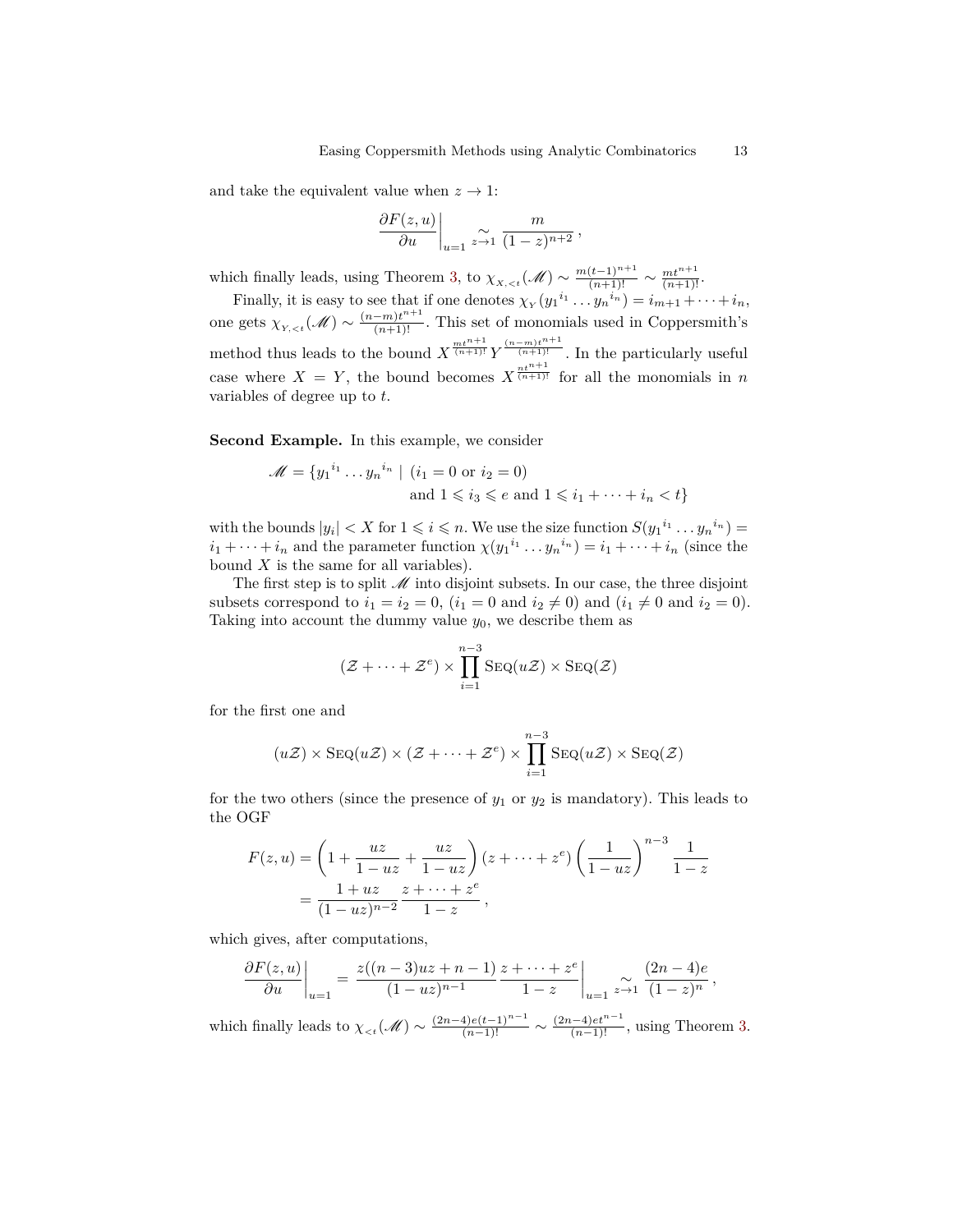and take the equivalent value when $z \to 1$:

$$\left.\frac{\partial F(z,u)}{\partial u}\right|_{u=1} \underset{z\to 1}{\sim} \frac{m}{(1-z)^{n+2}}\,,$$

which finally leads, using Theorem 3, to $\chi_{X,<t}(\mathscr{M}) \sim \frac{m(t-1)^{n+1}}{(n+1)!} \sim \frac{mt^{n+1}}{(n+1)!}$.

Finally, it is easy to see that if one denotes $\chi_Y({y_1}^{i_1}\dots{y_n}^{i_n}) = i_{m+1}+\dots+i_n$, one gets $\chi_{Y,<t}(\mathscr{M}) \sim \frac{(n-m)t^{n+1}}{(n+1)!}$. This set of monomials used in Coppersmith's method thus leads to the bound $X^{\frac{mt^{n+1}}{(n+1)!}}Y^{\frac{(n-m)t^{n+1}}{(n+1)!}}$. In the particularly useful case where $X = Y$, the bound becomes $X^{\frac{nt^{n+1}}{(n+1)!}}$ for all the monomials in $n$ variables of degree up to $t$.

**Second Example.** In this example, we consider

$$\mathscr{M} = \{{y_1}^{i_1}\dots{y_n}^{i_n} \mid (i_1 = 0 \text{ or } i_2 = 0) \text{ and } 1 \leqslant i_3 \leqslant e \text{ and } 1 \leqslant i_1+\dots+i_n < t\}$$

with the bounds $|y_i| < X$ for $1 \leqslant i \leqslant n$. We use the size function $S({y_1}^{i_1}\dots{y_n}^{i_n}) = i_1+\dots+i_n$ and the parameter function $\chi({y_1}^{i_1}\dots{y_n}^{i_n}) = i_1+\dots+i_n$ (since the bound $X$ is the same for all variables).

The first step is to split $\mathscr{M}$ into disjoint subsets. In our case, the three disjoint subsets correspond to $i_1 = i_2 = 0$, ($i_1 = 0$ and $i_2 \neq 0$) and ($i_1 \neq 0$ and $i_2 = 0$). Taking into account the dummy value $y_0$, we describe them as

$$(\mathcal{Z}+\dots+\mathcal{Z}^e)\times\prod_{i=1}^{n-3}\textsc{Seq}(u\mathcal{Z})\times\textsc{Seq}(\mathcal{Z})$$

for the first one and

$$(u\mathcal{Z})\times\textsc{Seq}(u\mathcal{Z})\times(\mathcal{Z}+\dots+\mathcal{Z}^e)\times\prod_{i=1}^{n-3}\textsc{Seq}(u\mathcal{Z})\times\textsc{Seq}(\mathcal{Z})$$

for the two others (since the presence of $y_1$ or $y_2$ is mandatory). This leads to the OGF

$$\begin{aligned}F(z,u) &= \left(1+\frac{uz}{1-uz}+\frac{uz}{1-uz}\right)(z+\dots+z^e)\left(\frac{1}{1-uz}\right)^{n-3}\frac{1}{1-z}\\ &= \frac{1+uz}{(1-uz)^{n-2}}\,\frac{z+\dots+z^e}{1-z}\,,\end{aligned}$$

which gives, after computations,

$$\left.\frac{\partial F(z,u)}{\partial u}\right|_{u=1} = \left.\frac{z((n-3)uz+n-1)}{(1-uz)^{n-1}}\,\frac{z+\dots+z^e}{1-z}\right|_{u=1} \underset{z\to 1}{\sim} \frac{(2n-4)e}{(1-z)^n}\,,$$

which finally leads to $\chi_{<t}(\mathscr{M}) \sim \frac{(2n-4)e(t-1)^{n-1}}{(n-1)!} \sim \frac{(2n-4)et^{n-1}}{(n-1)!}$, using Theorem 3.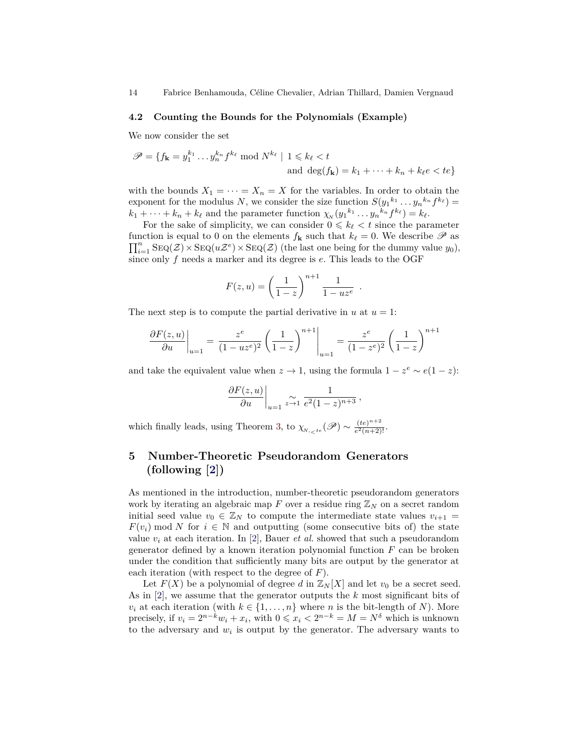### 4.2 Counting the Bounds for the Polynomials (Example)

We now consider the set

$$\mathscr{P} = \{f_{\mathbf{k}} = y_1^{k_1} \dots y_n^{k_n} f^{k_\ell} \bmod N^{k_\ell} \mid 1 \leqslant k_\ell < t \text{ and } \deg(f_{\mathbf{k}}) = k_1 + \dots + k_n + k_\ell e < te\}$$

with the bounds $X_1 = \dots = X_n = X$ for the variables. In order to obtain the exponent for the modulus $N$, we consider the size function $S({y_1}^{k_1} \dots {y_n}^{k_n} f^{k_\ell}) = k_1 + \dots + k_n + k_\ell$ and the parameter function $\chi_N({y_1}^{k_1} \dots {y_n}^{k_n} f^{k_\ell}) = k_\ell$.

For the sake of simplicity, we can consider $0 \leqslant k_\ell < t$ since the parameter function is equal to 0 on the elements $f_{\mathbf{k}}$ such that $k_\ell = 0$. We describe $\mathscr{P}$ as $\prod_{i=1}^{n} \textsc{Seq}(\mathcal{Z}) \times \textsc{Seq}(u\mathcal{Z}^e) \times \textsc{Seq}(\mathcal{Z})$ (the last one being for the dummy value $y_0$), since only $f$ needs a marker and its degree is $e$. This leads to the OGF

$$F(z,u) = \left(\frac{1}{1-z}\right)^{n+1} \frac{1}{1-uz^e} \ .$$

The next step is to compute the partial derivative in $u$ at $u = 1$:

$$\left.\frac{\partial F(z,u)}{\partial u}\right|_{u=1} = \left.\frac{z^e}{(1-uz^e)^2}\left(\frac{1}{1-z}\right)^{n+1}\right|_{u=1} = \frac{z^e}{(1-z^e)^2}\left(\frac{1}{1-z}\right)^{n+1}$$

and take the equivalent value when $z \to 1$, using the formula $1 - z^e \sim e(1-z)$:

$$\left.\frac{\partial F(z,u)}{\partial u}\right|_{u=1} \underset{z \to 1}{\sim} \frac{1}{e^2(1-z)^{n+3}} \ ,$$

which finally leads, using Theorem 3, to $\chi_{N,<te}(\mathscr{P}) \sim \frac{(te)^{n+2}}{e^2(n+2)!}$.

## 5 Number-Theoretic Pseudorandom Generators (following [2])

As mentioned in the introduction, number-theoretic pseudorandom generators work by iterating an algebraic map $F$ over a residue ring $\mathbb{Z}_N$ on a secret random initial seed value $v_0 \in \mathbb{Z}_N$ to compute the intermediate state values $v_{i+1} = F(v_i) \bmod N$ for $i \in \mathbb{N}$ and outputting (some consecutive bits of) the state value $v_i$ at each iteration. In [2], Bauer *et al.* showed that such a pseudorandom generator defined by a known iteration polynomial function $F$ can be broken under the condition that sufficiently many bits are output by the generator at each iteration (with respect to the degree of $F$).

Let $F(X)$ be a polynomial of degree $d$ in $\mathbb{Z}_N[X]$ and let $v_0$ be a secret seed. As in [2], we assume that the generator outputs the $k$ most significant bits of $v_i$ at each iteration (with $k \in \{1, \dots, n\}$ where $n$ is the bit-length of $N$). More precisely, if $v_i = 2^{n-k} w_i + x_i$, with $0 \leqslant x_i < 2^{n-k} = M = N^\delta$ which is unknown to the adversary and $w_i$ is output by the generator. The adversary wants to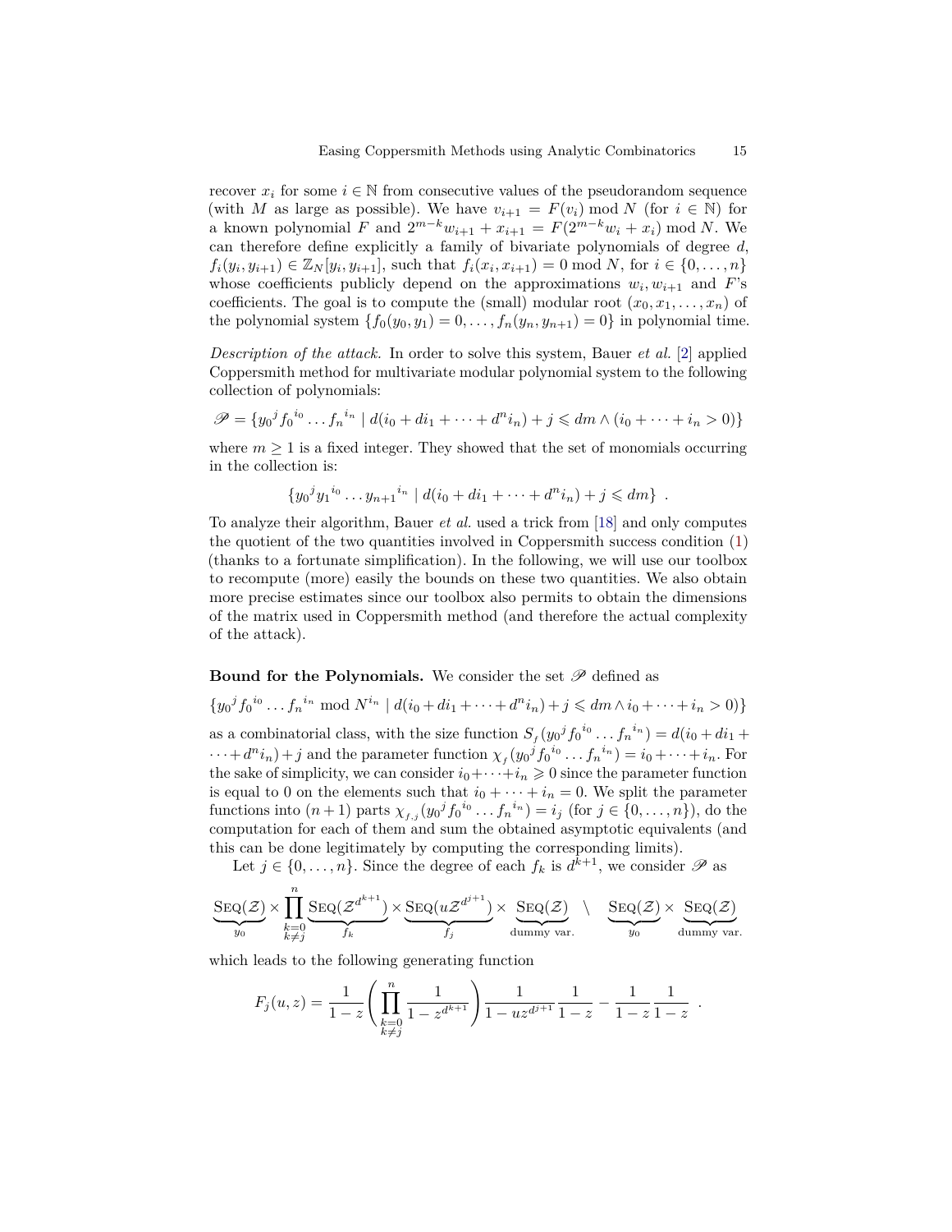recover $x_i$ for some $i \in \mathbb{N}$ from consecutive values of the pseudorandom sequence (with $M$ as large as possible). We have $v_{i+1} = F(v_i) \bmod N$ (for $i \in \mathbb{N}$) for a known polynomial $F$ and $2^{m-k}w_{i+1} + x_{i+1} = F(2^{m-k}w_i + x_i) \bmod N$. We can therefore define explicitly a family of bivariate polynomials of degree $d$, $f_i(y_i, y_{i+1}) \in \mathbb{Z}_N[y_i, y_{i+1}]$, such that $f_i(x_i, x_{i+1}) = 0 \bmod N$, for $i \in \{0, \dots, n\}$ whose coefficients publicly depend on the approximations $w_i, w_{i+1}$ and $F$'s coefficients. The goal is to compute the (small) modular root $(x_0, x_1, \dots, x_n)$ of the polynomial system $\{f_0(y_0, y_1) = 0, \dots, f_n(y_n, y_{n+1}) = 0\}$ in polynomial time.

*Description of the attack.* In order to solve this system, Bauer *et al.* [2] applied Coppersmith method for multivariate modular polynomial system to the following collection of polynomials:

$$\mathscr{P} = \{{y_0}^j {f_0}^{i_0} \dots {f_n}^{i_n} \mid d(i_0 + di_1 + \dots + d^n i_n) + j \leqslant dm \wedge (i_0 + \dots + i_n > 0)\}$$

where $m \geq 1$ is a fixed integer. They showed that the set of monomials occurring in the collection is:

$$\{{y_0}^j {y_1}^{i_0} \dots {y_{n+1}}^{i_n} \mid d(i_0 + di_1 + \dots + d^n i_n) + j \leqslant dm\} \ .$$

To analyze their algorithm, Bauer *et al.* used a trick from [18] and only computes the quotient of the two quantities involved in Coppersmith success condition (1) (thanks to a fortunate simplification). In the following, we will use our toolbox to recompute (more) easily the bounds on these two quantities. We also obtain more precise estimates since our toolbox also permits to obtain the dimensions of the matrix used in Coppersmith method (and therefore the actual complexity of the attack).

**Bound for the Polynomials.** We consider the set $\mathscr{P}$ defined as

$$\{{y_0}^j {f_0}^{i_0} \dots {f_n}^{i_n} \bmod N^{i_n} \mid d(i_0 + di_1 + \dots + d^n i_n) + j \leqslant dm \wedge i_0 + \dots + i_n > 0)\}$$

as a combinatorial class, with the size function $S_f({y_0}^j {f_0}^{i_0} \dots {f_n}^{i_n}) = d(i_0 + di_1 + \dots + d^n i_n) + j$ and the parameter function $\chi_f({y_0}^j {f_0}^{i_0} \dots {f_n}^{i_n}) = i_0 + \dots + i_n$. For the sake of simplicity, we can consider $i_0 + \dots + i_n \geqslant 0$ since the parameter function is equal to 0 on the elements such that $i_0 + \dots + i_n = 0$. We split the parameter functions into $(n+1)$ parts $\chi_{f,j}({y_0}^j {f_0}^{i_0} \dots {f_n}^{i_n}) = i_j$ (for $j \in \{0, \dots, n\}$), do the computation for each of them and sum the obtained asymptotic equivalents (and this can be done legitimately by computing the corresponding limits).

Let $j \in \{0, \dots, n\}$. Since the degree of each $f_k$ is $d^{k+1}$, we consider $\mathscr{P}$ as

$$\underbrace{\textsc{Seq}(\mathcal{Z})}_{y_0} \times \prod_{\substack{k=0 \\ k \neq j}}^{n} \underbrace{\textsc{Seq}(\mathcal{Z}^{d^{k+1}})}_{f_k} \times \underbrace{\textsc{Seq}(u\mathcal{Z}^{d^{j+1}})}_{f_j} \times \underbrace{\textsc{Seq}(\mathcal{Z})}_{\text{dummy var.}} \ \setminus \ \underbrace{\textsc{Seq}(\mathcal{Z})}_{y_0} \times \underbrace{\textsc{Seq}(\mathcal{Z})}_{\text{dummy var.}}$$

which leads to the following generating function

$$F_j(u, z) = \frac{1}{1-z} \left( \prod_{\substack{k=0 \\ k \neq j}}^{n} \frac{1}{1 - z^{d^{k+1}}} \right) \frac{1}{1 - uz^{d^{j+1}}} \frac{1}{1-z} - \frac{1}{1-z} \frac{1}{1-z} \ .$$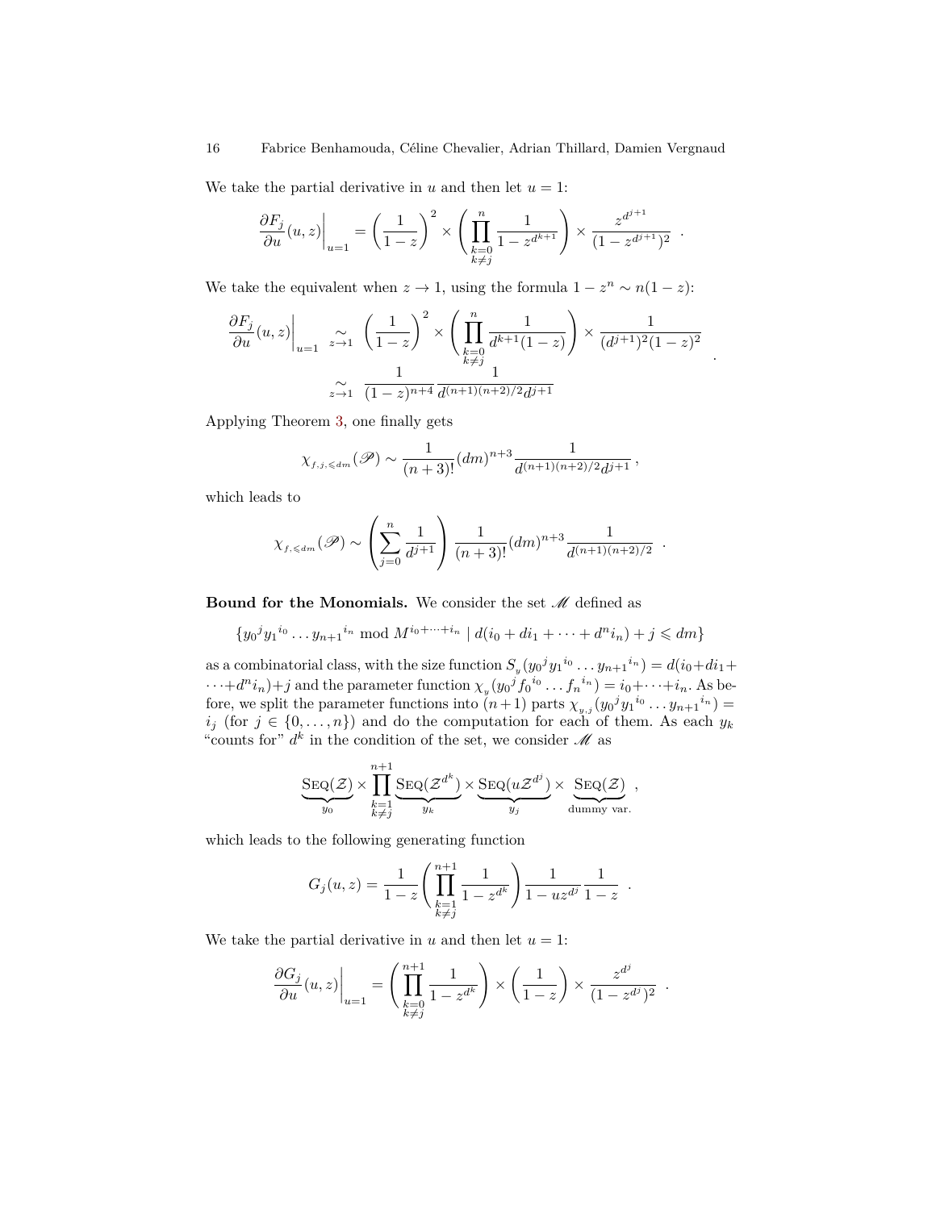We take the partial derivative in $u$ and then let $u = 1$:

$$\left.\frac{\partial F_j}{\partial u}(u,z)\right|_{u=1} = \left(\frac{1}{1-z}\right)^2 \times \left(\prod_{\substack{k=0\\k\neq j}}^{n} \frac{1}{1-z^{d^{k+1}}}\right) \times \frac{z^{d^{j+1}}}{(1-z^{d^{j+1}})^2} \quad .$$

We take the equivalent when $z \to 1$, using the formula $1 - z^n \sim n(1-z)$:

$$\begin{aligned}\left.\frac{\partial F_j}{\partial u}(u,z)\right|_{u=1} &\underset{z\to 1}{\sim} \left(\frac{1}{1-z}\right)^2 \times \left(\prod_{\substack{k=0\\k\neq j}}^{n} \frac{1}{d^{k+1}(1-z)}\right) \times \frac{1}{(d^{j+1})^2(1-z)^2} \\ &\underset{z\to 1}{\sim} \frac{1}{(1-z)^{n+4}} \frac{1}{d^{(n+1)(n+2)/2} d^{j+1}}\end{aligned} \quad .$$

Applying Theorem 3, one finally gets

$$\chi_{f,j,\leqslant dm}(\mathscr{P}) \sim \frac{1}{(n+3)!}(dm)^{n+3} \frac{1}{d^{(n+1)(n+2)/2} d^{j+1}} \,,$$

which leads to

$$\chi_{f,\leqslant dm}(\mathscr{P}) \sim \left(\sum_{j=0}^{n} \frac{1}{d^{j+1}}\right) \frac{1}{(n+3)!}(dm)^{n+3} \frac{1}{d^{(n+1)(n+2)/2}} \quad .$$

**Bound for the Monomials.** We consider the set $\mathscr{M}$ defined as

$$\{ {y_0}^j {y_1}^{i_0} \dots {y_{n+1}}^{i_n} \bmod M^{i_0+\dots+i_n} \mid d(i_0 + di_1 + \dots + d^n i_n) + j \leqslant dm \}$$

as a combinatorial class, with the size function $S_y({y_0}^j {y_1}^{i_0} \dots {y_{n+1}}^{i_n}) = d(i_0 + di_1 + \dots + d^n i_n) + j$ and the parameter function $\chi_y({y_0}^j {f_0}^{i_0} \dots {f_n}^{i_n}) = i_0 + \dots + i_n$. As before, we split the parameter functions into $(n+1)$ parts $\chi_{y,j}({y_0}^j {y_1}^{i_0} \dots {y_{n+1}}^{i_n}) = i_j$ (for $j \in \{0, \dots, n\}$) and do the computation for each of them. As each $y_k$ "counts for" $d^k$ in the condition of the set, we consider $\mathscr{M}$ as

$$\underbrace{\textsc{Seq}(\mathcal{Z})}_{y_0} \times \prod_{\substack{k=1\\k\neq j}}^{n+1} \underbrace{\textsc{Seq}(\mathcal{Z}^{d^k})}_{y_k} \times \underbrace{\textsc{Seq}(u\mathcal{Z}^{d^j})}_{y_j} \times \underbrace{\textsc{Seq}(\mathcal{Z})}_{\text{dummy var.}} \,,$$

which leads to the following generating function

$$G_j(u,z) = \frac{1}{1-z} \left(\prod_{\substack{k=1\\k\neq j}}^{n+1} \frac{1}{1-z^{d^k}}\right) \frac{1}{1-uz^{d^j}} \frac{1}{1-z} \quad .$$

We take the partial derivative in $u$ and then let $u = 1$:

$$\left.\frac{\partial G_j}{\partial u}(u,z)\right|_{u=1} = \left(\prod_{\substack{k=0\\k\neq j}}^{n+1} \frac{1}{1-z^{d^k}}\right) \times \left(\frac{1}{1-z}\right) \times \frac{z^{d^j}}{(1-z^{d^j})^2} \quad .$$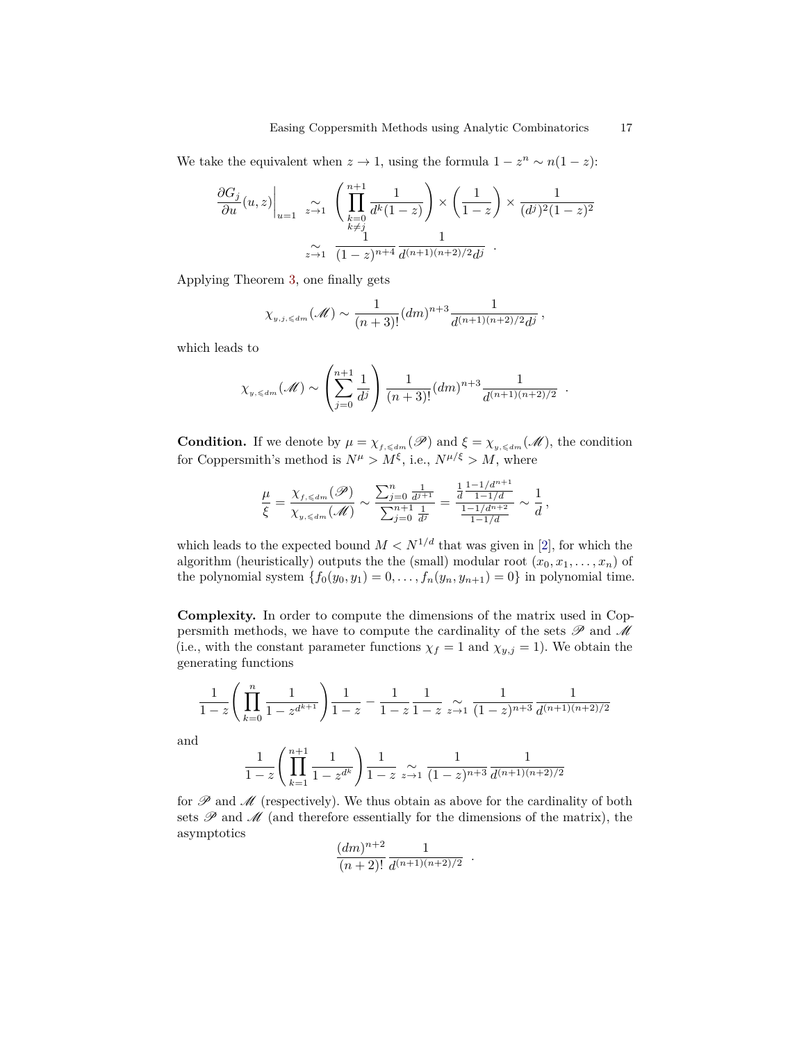We take the equivalent when $z \to 1$, using the formula $1 - z^n \sim n(1-z)$:

$$
\begin{aligned}
\left.\frac{\partial G_j}{\partial u}(u,z)\right|_{u=1} &\underset{z\to 1}{\sim} \left(\prod_{\substack{k=0\\k\neq j}}^{n+1} \frac{1}{d^k(1-z)}\right) \times \left(\frac{1}{1-z}\right) \times \frac{1}{(d^j)^2(1-z)^2} \\
&\underset{z\to 1}{\sim} \frac{1}{(1-z)^{n+4}} \frac{1}{d^{(n+1)(n+2)/2} d^j} \ .
\end{aligned}
$$

Applying Theorem 3, one finally gets

$$
\chi_{y,j,\leqslant dm}(\mathscr{M}) \sim \frac{1}{(n+3)!}(dm)^{n+3} \frac{1}{d^{(n+1)(n+2)/2} d^j} \,,
$$

which leads to

$$
\chi_{y,\leqslant dm}(\mathscr{M}) \sim \left(\sum_{j=0}^{n+1} \frac{1}{d^j}\right) \frac{1}{(n+3)!}(dm)^{n+3} \frac{1}{d^{(n+1)(n+2)/2}} \ .
$$

**Condition.** If we denote by $\mu = \chi_{f,\leqslant dm}(\mathscr{P})$ and $\xi = \chi_{y,\leqslant dm}(\mathscr{M})$, the condition for Coppersmith's method is $N^\mu > M^\xi$, i.e., $N^{\mu/\xi} > M$, where

$$
\frac{\mu}{\xi} = \frac{\chi_{f,\leqslant dm}(\mathscr{P})}{\chi_{y,\leqslant dm}(\mathscr{M})} \sim \frac{\sum_{j=0}^{n} \frac{1}{d^{j+1}}}{\sum_{j=0}^{n+1} \frac{1}{d^j}} = \frac{\frac{1}{d}\frac{1-1/d^{n+1}}{1-1/d}}{\frac{1-1/d^{n+2}}{1-1/d}} \sim \frac{1}{d} \,,
$$

which leads to the expected bound $M < N^{1/d}$ that was given in [2], for which the algorithm (heuristically) outputs the the (small) modular root $(x_0, x_1, \ldots, x_n)$ of the polynomial system $\{f_0(y_0, y_1) = 0, \ldots, f_n(y_n, y_{n+1}) = 0\}$ in polynomial time.

**Complexity.** In order to compute the dimensions of the matrix used in Coppersmith methods, we have to compute the cardinality of the sets $\mathscr{P}$ and $\mathscr{M}$ (i.e., with the constant parameter functions $\chi_f = 1$ and $\chi_{y,j} = 1$). We obtain the generating functions

$$
\frac{1}{1-z}\left(\prod_{k=0}^{n} \frac{1}{1-z^{d^{k+1}}}\right)\frac{1}{1-z} - \frac{1}{1-z}\frac{1}{1-z} \underset{z\to 1}{\sim} \frac{1}{(1-z)^{n+3}} \frac{1}{d^{(n+1)(n+2)/2}}
$$

and

$$
\frac{1}{1-z}\left(\prod_{k=1}^{n+1} \frac{1}{1-z^{d^k}}\right)\frac{1}{1-z} \underset{z\to 1}{\sim} \frac{1}{(1-z)^{n+3}} \frac{1}{d^{(n+1)(n+2)/2}}
$$

for $\mathscr{P}$ and $\mathscr{M}$ (respectively). We thus obtain as above for the cardinality of both sets $\mathscr{P}$ and $\mathscr{M}$ (and therefore essentially for the dimensions of the matrix), the asymptotics

$$
\frac{(dm)^{n+2}}{(n+2)!} \frac{1}{d^{(n+1)(n+2)/2}} \ .
$$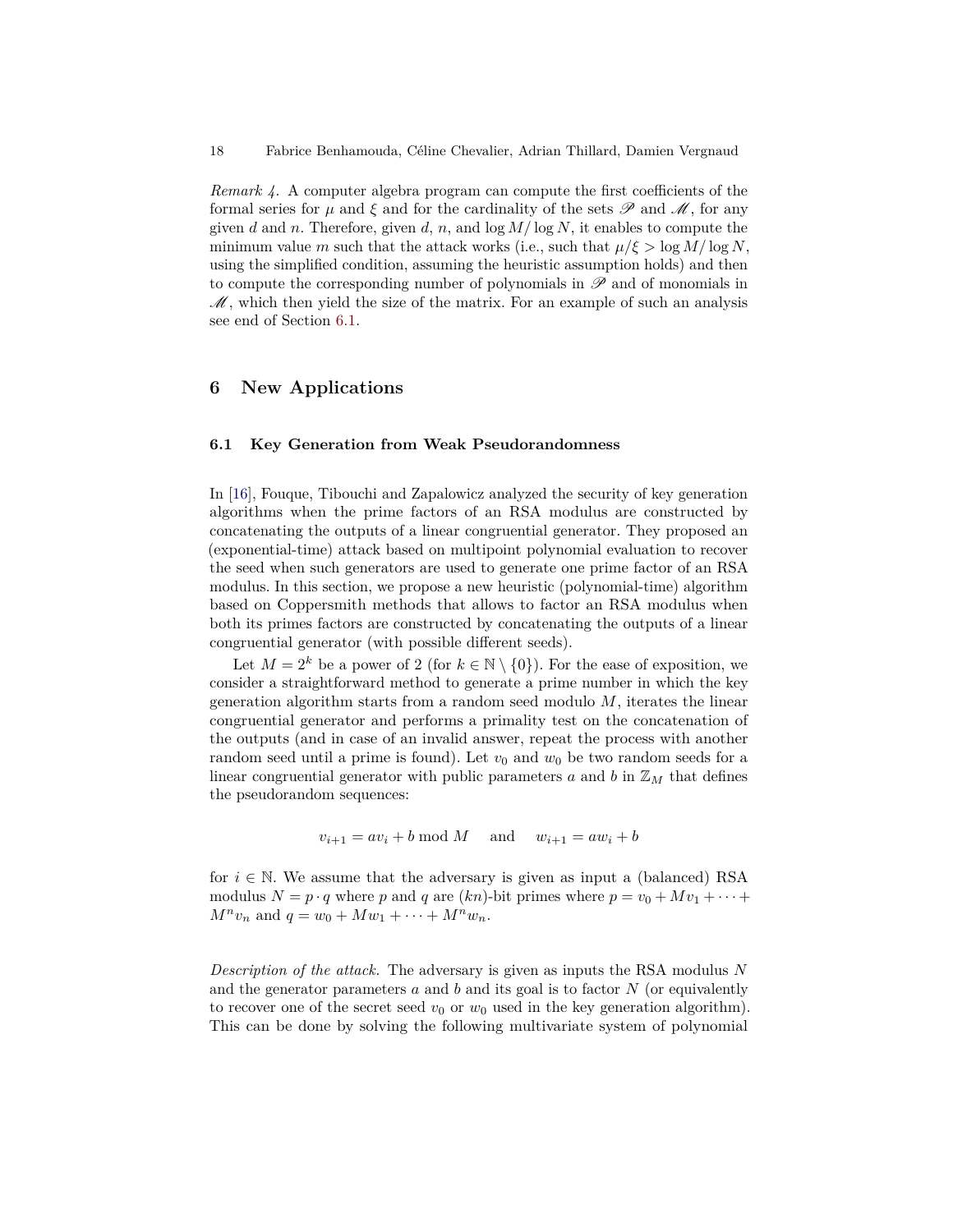*Remark 4.* A computer algebra program can compute the first coefficients of the formal series for $\mu$ and $\xi$ and for the cardinality of the sets $\mathscr{P}$ and $\mathscr{M}$, for any given $d$ and $n$. Therefore, given $d$, $n$, and $\log M / \log N$, it enables to compute the minimum value $m$ such that the attack works (i.e., such that $\mu/\xi > \log M / \log N$, using the simplified condition, assuming the heuristic assumption holds) and then to compute the corresponding number of polynomials in $\mathscr{P}$ and of monomials in $\mathscr{M}$, which then yield the size of the matrix. For an example of such an analysis see end of Section 6.1.

## 6 New Applications

### 6.1 Key Generation from Weak Pseudorandomness

In [16], Fouque, Tibouchi and Zapalowicz analyzed the security of key generation algorithms when the prime factors of an RSA modulus are constructed by concatenating the outputs of a linear congruential generator. They proposed an (exponential-time) attack based on multipoint polynomial evaluation to recover the seed when such generators are used to generate one prime factor of an RSA modulus. In this section, we propose a new heuristic (polynomial-time) algorithm based on Coppersmith methods that allows to factor an RSA modulus when both its primes factors are constructed by concatenating the outputs of a linear congruential generator (with possible different seeds).

Let $M = 2^k$ be a power of 2 (for $k \in \mathbb{N} \setminus \{0\}$). For the ease of exposition, we consider a straightforward method to generate a prime number in which the key generation algorithm starts from a random seed modulo $M$, iterates the linear congruential generator and performs a primality test on the concatenation of the outputs (and in case of an invalid answer, repeat the process with another random seed until a prime is found). Let $v_0$ and $w_0$ be two random seeds for a linear congruential generator with public parameters $a$ and $b$ in $\mathbb{Z}_M$ that defines the pseudorandom sequences:

$$v_{i+1} = av_i + b \bmod M \quad \text{ and } \quad w_{i+1} = aw_i + b$$

for $i \in \mathbb{N}$. We assume that the adversary is given as input a (balanced) RSA modulus $N = p \cdot q$ where $p$ and $q$ are $(kn)$-bit primes where $p = v_0 + Mv_1 + \cdots + M^n v_n$ and $q = w_0 + Mw_1 + \cdots + M^n w_n$.

*Description of the attack.* The adversary is given as inputs the RSA modulus $N$ and the generator parameters $a$ and $b$ and its goal is to factor $N$ (or equivalently to recover one of the secret seed $v_0$ or $w_0$ used in the key generation algorithm). This can be done by solving the following multivariate system of polynomial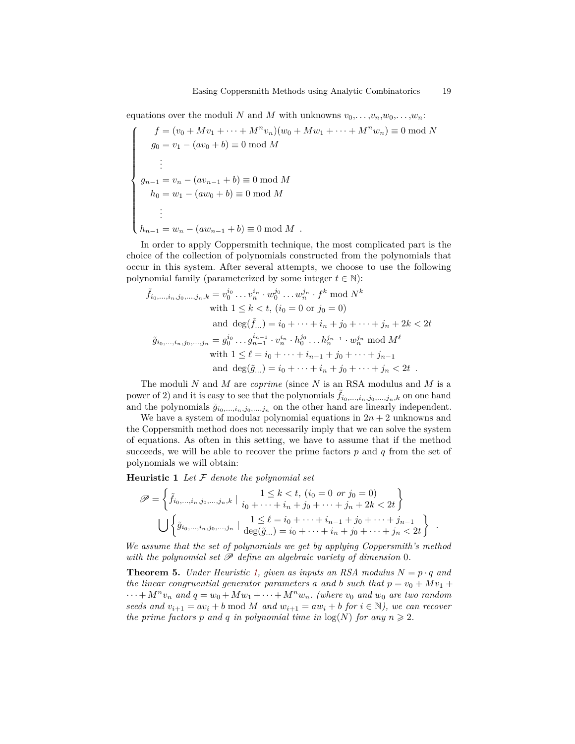equations over the moduli $N$ and $M$ with unknowns $v_0,\dots,v_n,w_0,\dots,w_n$:

$$
\begin{cases}
f = (v_0 + Mv_1 + \cdots + M^n v_n)(w_0 + Mw_1 + \cdots + M^n w_n) \equiv 0 \bmod N \\
g_0 = v_1 - (av_0 + b) \equiv 0 \bmod M \\
\quad \vdots \\
g_{n-1} = v_n - (av_{n-1} + b) \equiv 0 \bmod M \\
h_0 = w_1 - (aw_0 + b) \equiv 0 \bmod M \\
\quad \vdots \\
h_{n-1} = w_n - (aw_{n-1} + b) \equiv 0 \bmod M \ .
\end{cases}
$$

In order to apply Coppersmith technique, the most complicated part is the choice of the collection of polynomials constructed from the polynomials that occur in this system. After several attempts, we choose to use the following polynomial family (parameterized by some integer $t \in \mathbb{N}$):

$$
\begin{aligned}
\tilde{f}_{i_0,\dots,i_n,j_0,\dots,j_n,k} &= v_0^{i_0} \dots v_n^{i_n} \cdot w_0^{j_0} \dots w_n^{j_n} \cdot f^k \bmod N^k \\
&\quad \text{with } 1 \leq k < t,\ (i_0 = 0 \text{ or } j_0 = 0) \\
&\quad \text{and } \deg(\tilde{f}_{\dots}) = i_0 + \cdots + i_n + j_0 + \cdots + j_n + 2k < 2t \\
\tilde{g}_{i_0,\dots,i_n,j_0,\dots,j_n} &= g_0^{i_0} \dots g_{n-1}^{i_{n-1}} \cdot v_n^{i_n} \cdot h_0^{j_0} \dots h_n^{j_{n-1}} \cdot w_n^{j_n} \bmod M^\ell \\
&\quad \text{with } 1 \leq \ell = i_0 + \cdots + i_{n-1} + j_0 + \cdots + j_{n-1} \\
&\quad \text{and } \deg(\tilde{g}_{\dots}) = i_0 + \cdots + i_n + j_0 + \cdots + j_n < 2t \ .
\end{aligned}
$$

The moduli $N$ and $M$ are *coprime* (since $N$ is an RSA modulus and $M$ is a power of 2) and it is easy to see that the polynomials $\tilde{f}_{i_0,\dots,i_n,j_0,\dots,j_n,k}$ on one hand and the polynomials $\tilde{g}_{i_0,\dots,i_n,j_0,\dots,j_n}$ on the other hand are linearly independent.

We have a system of modular polynomial equations in $2n+2$ unknowns and the Coppersmith method does not necessarily imply that we can solve the system of equations. As often in this setting, we have to assume that if the method succeeds, we will be able to recover the prime factors $p$ and $q$ from the set of polynomials we will obtain:

**Heuristic 1** *Let $\mathcal{F}$ denote the polynomial set*

$$
\mathscr{P} = \left\{ \tilde{f}_{i_0,\dots,i_n,j_0,\dots,j_n,k} \mid \begin{array}{c} 1 \leq k < t,\ (i_0 = 0 \text{ or } j_0 = 0) \\ i_0 + \cdots + i_n + j_0 + \cdots + j_n + 2k < 2t \end{array} \right\}
$$
$$
\bigcup \left\{ \tilde{g}_{i_0,\dots,i_n,j_0,\dots,j_n} \mid \begin{array}{c} 1 \leq \ell = i_0 + \cdots + i_{n-1} + j_0 + \cdots + j_{n-1} \\ \deg(\tilde{g}_{\dots}) = i_0 + \cdots + i_n + j_0 + \cdots + j_n < 2t \end{array} \right\} \ .
$$

*We assume that the set of polynomials we get by applying Coppersmith's method with the polynomial set $\mathscr{P}$ define an algebraic variety of dimension 0.*

**Theorem 5.** *Under Heuristic 1, given as inputs an RSA modulus $N = p \cdot q$ and the linear congruential generator parameters $a$ and $b$ such that $p = v_0 + Mv_1 + \cdots + M^n v_n$ and $q = w_0 + Mw_1 + \cdots + M^n w_n$. (where $v_0$ and $w_0$ are two random seeds and $v_{i+1} = av_i + b \bmod M$ and $w_{i+1} = aw_i + b$ for $i \in \mathbb{N}$), we can recover the prime factors $p$ and $q$ in polynomial time in $\log(N)$ for any $n \geqslant 2$.*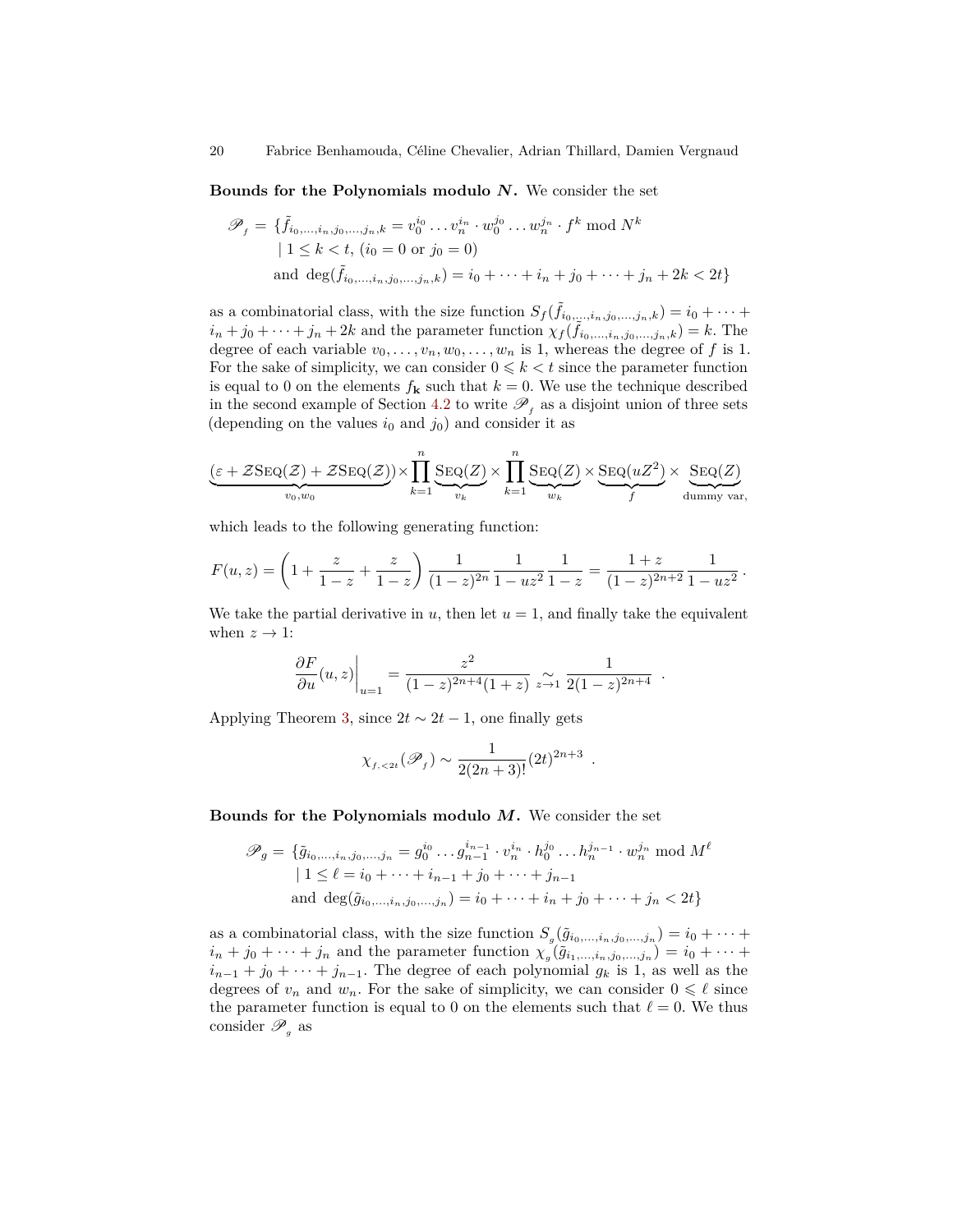**Bounds for the Polynomials modulo $N$.** We consider the set

$$\begin{aligned}\mathscr{P}_f = \{&\tilde{f}_{i_0,\ldots,i_n,j_0,\ldots,j_n,k} = v_0^{i_0}\ldots v_n^{i_n}\cdot w_0^{j_0}\ldots w_n^{j_n}\cdot f^k \bmod N^k \\ &\mid 1 \le k < t,\ (i_0 = 0 \text{ or } j_0 = 0) \\ &\text{and } \deg(\tilde{f}_{i_0,\ldots,i_n,j_0,\ldots,j_n,k}) = i_0+\cdots+i_n+j_0+\cdots+j_n+2k < 2t\}\end{aligned}$$

as a combinatorial class, with the size function $S_f(\tilde{f}_{i_0,\ldots,i_n,j_0,\ldots,j_n,k}) = i_0 + \cdots + i_n + j_0 + \cdots + j_n + 2k$ and the parameter function $\chi_f(\tilde{f}_{i_0,\ldots,i_n,j_0,\ldots,j_n,k}) = k$. The degree of each variable $v_0,\ldots,v_n,w_0,\ldots,w_n$ is 1, whereas the degree of $f$ is 1. For the sake of simplicity, we can consider $0 \leqslant k < t$ since the parameter function is equal to 0 on the elements $f_{\mathbf{k}}$ such that $k = 0$. We use the technique described in the second example of Section 4.2 to write $\mathscr{P}_f$ as a disjoint union of three sets (depending on the values $i_0$ and $j_0$) and consider it as

$$\underbrace{(\varepsilon + \mathcal{Z}\textsc{Seq}(\mathcal{Z}) + \mathcal{Z}\textsc{Seq}(\mathcal{Z}))}_{v_0,w_0}\times\prod_{k=1}^{n}\underbrace{\textsc{Seq}(Z)}_{v_k}\times\prod_{k=1}^{n}\underbrace{\textsc{Seq}(Z)}_{w_k}\times\underbrace{\textsc{Seq}(uZ^2)}_{f}\times\underbrace{\textsc{Seq}(Z)}_{\text{dummy var,}}$$

which leads to the following generating function:

$$F(u,z) = \left(1 + \frac{z}{1-z} + \frac{z}{1-z}\right)\frac{1}{(1-z)^{2n}}\frac{1}{1-uz^2}\frac{1}{1-z} = \frac{1+z}{(1-z)^{2n+2}}\frac{1}{1-uz^2}\,.$$

We take the partial derivative in $u$, then let $u = 1$, and finally take the equivalent when $z \to 1$:

$$\left.\frac{\partial F}{\partial u}(u,z)\right|_{u=1} = \frac{z^2}{(1-z)^{2n+4}(1+z)} \underset{z\to 1}{\sim} \frac{1}{2(1-z)^{2n+4}}\ .$$

Applying Theorem 3, since $2t \sim 2t-1$, one finally gets

$$\chi_{f,<2t}(\mathscr{P}_f) \sim \frac{1}{2(2n+3)!}(2t)^{2n+3}\ .$$

**Bounds for the Polynomials modulo $M$.** We consider the set

$$\begin{aligned}\mathscr{P}_g = \{&\tilde{g}_{i_0,\ldots,i_n,j_0,\ldots,j_n} = g_0^{i_0}\ldots g_{n-1}^{i_{n-1}}\cdot v_n^{i_n}\cdot h_0^{j_0}\ldots h_n^{j_{n-1}}\cdot w_n^{j_n} \bmod M^\ell \\ &\mid 1 \le \ell = i_0+\cdots+i_{n-1}+j_0+\cdots+j_{n-1} \\ &\text{and } \deg(\tilde{g}_{i_0,\ldots,i_n,j_0,\ldots,j_n}) = i_0+\cdots+i_n+j_0+\cdots+j_n < 2t\}\end{aligned}$$

as a combinatorial class, with the size function $S_g(\tilde{g}_{i_0,\ldots,i_n,j_0,\ldots,j_n}) = i_0 + \cdots + i_n + j_0 + \cdots + j_n$ and the parameter function $\chi_g(\tilde{g}_{i_1,\ldots,i_n,j_0,\ldots,j_n}) = i_0 + \cdots + i_{n-1} + j_0 + \cdots + j_{n-1}$. The degree of each polynomial $g_k$ is 1, as well as the degrees of $v_n$ and $w_n$. For the sake of simplicity, we can consider $0 \leqslant \ell$ since the parameter function is equal to 0 on the elements such that $\ell = 0$. We thus consider $\mathscr{P}_g$ as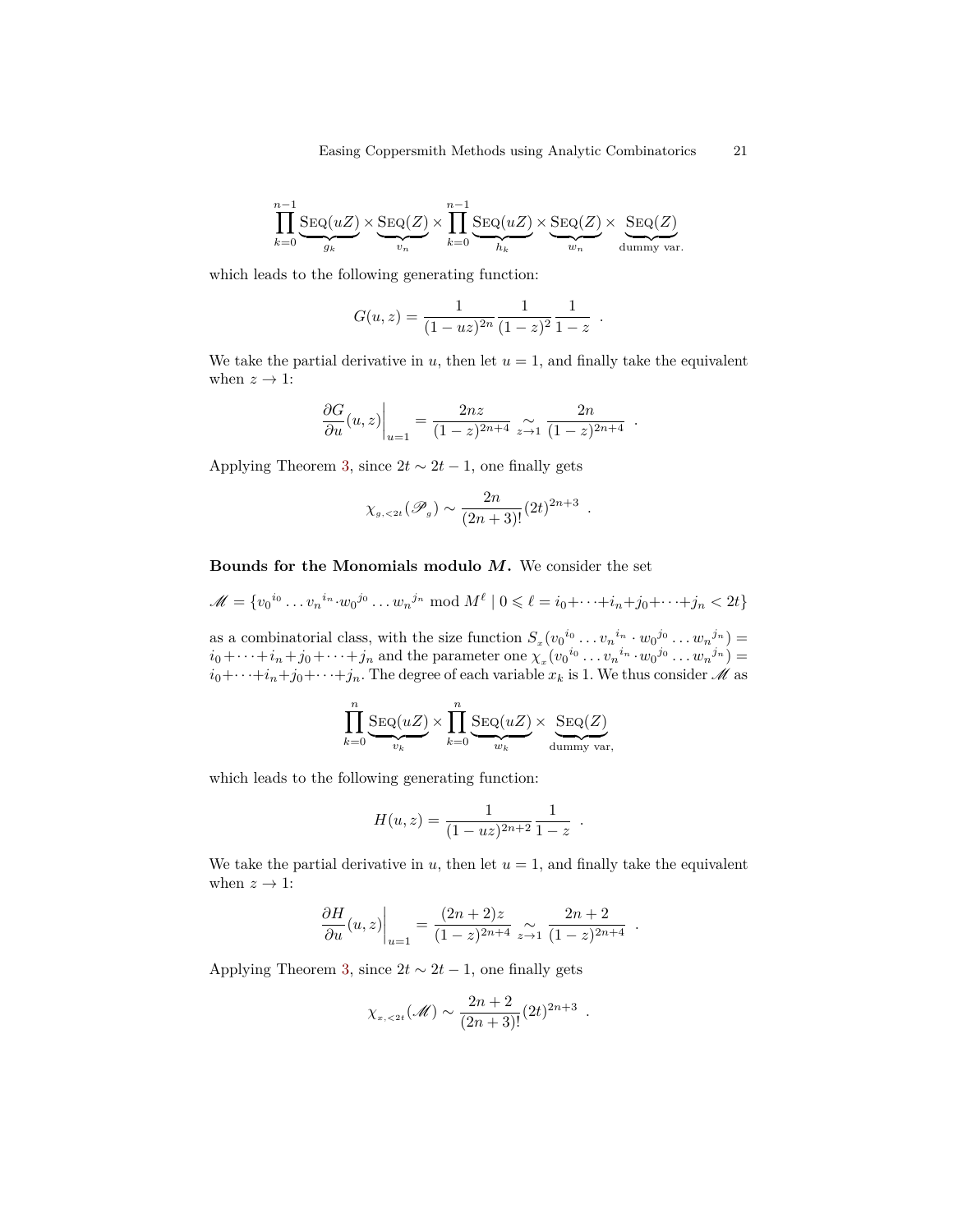$$\prod_{k=0}^{n-1} \underbrace{\text{SEQ}(uZ)}_{g_k} \times \underbrace{\text{SEQ}(Z)}_{v_n} \times \prod_{k=0}^{n-1} \underbrace{\text{SEQ}(uZ)}_{h_k} \times \underbrace{\text{SEQ}(Z)}_{w_n} \times \underbrace{\text{SEQ}(Z)}_{\text{dummy var.}}$$

which leads to the following generating function:

$$G(u,z) = \frac{1}{(1-uz)^{2n}} \frac{1}{(1-z)^2} \frac{1}{1-z} \ .$$

We take the partial derivative in $u$, then let $u = 1$, and finally take the equivalent when $z \to 1$:

$$\left.\frac{\partial G}{\partial u}(u,z)\right|_{u=1} = \frac{2nz}{(1-z)^{2n+4}} \underset{z\to 1}{\sim} \frac{2n}{(1-z)^{2n+4}} \ .$$

Applying Theorem 3, since $2t \sim 2t-1$, one finally gets

$$\chi_{g,<2t}(\mathscr{P}_g) \sim \frac{2n}{(2n+3)!}(2t)^{2n+3} \ .$$

**Bounds for the Monomials modulo $M$.** We consider the set

$$\mathscr{M} = \{{v_0}^{i_0} \dots {v_n}^{i_n} \cdot {w_0}^{j_0} \dots {w_n}^{j_n} \bmod M^\ell \mid 0 \leqslant \ell = i_0 + \dots + i_n + j_0 + \dots + j_n < 2t\}$$

as a combinatorial class, with the size function $S_x({v_0}^{i_0} \dots {v_n}^{i_n} \cdot {w_0}^{j_0} \dots {w_n}^{j_n}) = i_0 + \dots + i_n + j_0 + \dots + j_n$ and the parameter one $\chi_x({v_0}^{i_0} \dots {v_n}^{i_n} \cdot {w_0}^{j_0} \dots {w_n}^{j_n}) = i_0 + \dots + i_n + j_0 + \dots + j_n$. The degree of each variable $x_k$ is 1. We thus consider $\mathscr{M}$ as

$$\prod_{k=0}^{n} \underbrace{\text{SEQ}(uZ)}_{v_k} \times \prod_{k=0}^{n} \underbrace{\text{SEQ}(uZ)}_{w_k} \times \underbrace{\text{SEQ}(Z)}_{\text{dummy var,}}$$

which leads to the following generating function:

$$H(u,z) = \frac{1}{(1-uz)^{2n+2}} \frac{1}{1-z} \ .$$

We take the partial derivative in $u$, then let $u = 1$, and finally take the equivalent when $z \to 1$:

$$\left.\frac{\partial H}{\partial u}(u,z)\right|_{u=1} = \frac{(2n+2)z}{(1-z)^{2n+4}} \underset{z\to 1}{\sim} \frac{2n+2}{(1-z)^{2n+4}} \ .$$

Applying Theorem 3, since $2t \sim 2t-1$, one finally gets

$$\chi_{x,<2t}(\mathscr{M}) \sim \frac{2n+2}{(2n+3)!}(2t)^{2n+3} \ .$$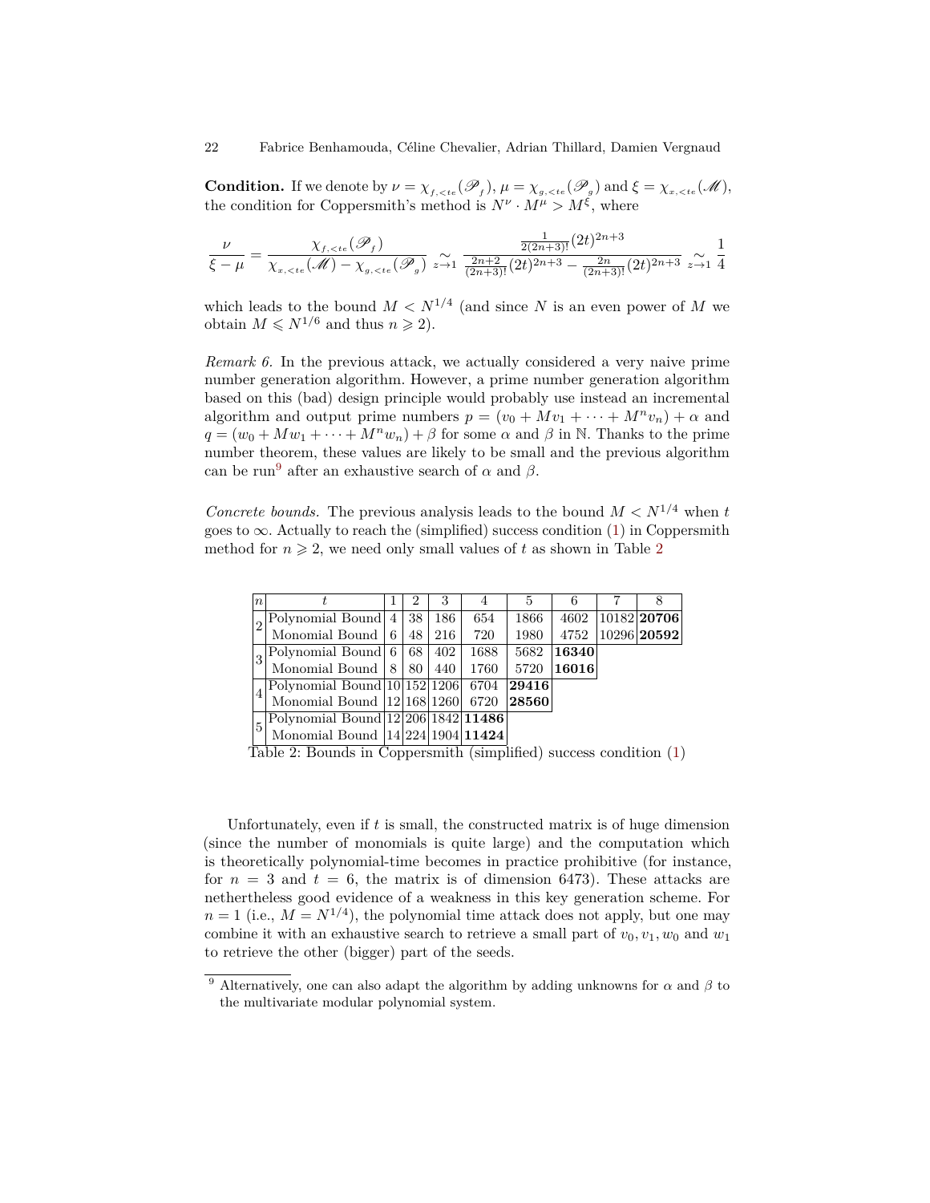**Condition.** If we denote by $\nu = \chi_{f,<te}(\mathscr{P}_f)$, $\mu = \chi_{g,<te}(\mathscr{P}_g)$ and $\xi = \chi_{x,<te}(\mathscr{M})$, the condition for Coppersmith's method is $N^\nu \cdot M^\mu > M^\xi$, where

$$\frac{\nu}{\xi - \mu} = \frac{\chi_{f,<te}(\mathscr{P}_f)}{\chi_{x,<te}(\mathscr{M}) - \chi_{g,<te}(\mathscr{P}_g)} \underset{z \to 1}{\sim} \frac{\frac{1}{2(2n+3)!}(2t)^{2n+3}}{\frac{2n+2}{(2n+3)!}(2t)^{2n+3} - \frac{2n}{(2n+3)!}(2t)^{2n+3}} \underset{z \to 1}{\sim} \frac{1}{4}$$

which leads to the bound $M < N^{1/4}$ (and since $N$ is an even power of $M$ we obtain $M \leqslant N^{1/6}$ and thus $n \geqslant 2$).

*Remark 6.* In the previous attack, we actually considered a very naive prime number generation algorithm. However, a prime number generation algorithm based on this (bad) design principle would probably use instead an incremental algorithm and output prime numbers $p = (v_0 + Mv_1 + \cdots + M^n v_n) + \alpha$ and $q = (w_0 + Mw_1 + \cdots + M^n w_n) + \beta$ for some $\alpha$ and $\beta$ in $\mathbb{N}$. Thanks to the prime number theorem, these values are likely to be small and the previous algorithm can be run[9] after an exhaustive search of $\alpha$ and $\beta$.

*Concrete bounds.* The previous analysis leads to the bound $M < N^{1/4}$ when $t$ goes to $\infty$. Actually to reach the (simplified) success condition (1) in Coppersmith method for $n \geqslant 2$, we need only small values of $t$ as shown in Table 2

| $n$ | $t$ | 1 | 2 | 3 | 4 | 5 | 6 | 7 | 8 |
|---|---|---|---|---|---|---|---|---|---|
| 2 | Polynomial Bound | 4 | 38 | 186 | 654 | 1866 | 4602 | 10182 | **20706** |
| | Monomial Bound | 6 | 48 | 216 | 720 | 1980 | 4752 | 10296 | **20592** |
| 3 | Polynomial Bound | 6 | 68 | 402 | 1688 | 5682 | **16340** | | |
| | Monomial Bound | 8 | 80 | 440 | 1760 | 5720 | **16016** | | |
| 4 | Polynomial Bound | 10 | 152 | 1206 | 6704 | **29416** | | | |
| | Monomial Bound | 12 | 168 | 1260 | 6720 | **28560** | | | |
| 5 | Polynomial Bound | 12 | 206 | 1842 | **11486** | | | | |
| | Monomial Bound | 14 | 224 | 1904 | **11424** | | | | |

Table 2: Bounds in Coppersmith (simplified) success condition (1)

Unfortunately, even if $t$ is small, the constructed matrix is of huge dimension (since the number of monomials is quite large) and the computation which is theoretically polynomial-time becomes in practice prohibitive (for instance, for $n = 3$ and $t = 6$, the matrix is of dimension 6473). These attacks are nethertheless good evidence of a weakness in this key generation scheme. For $n = 1$ (i.e., $M = N^{1/4}$), the polynomial time attack does not apply, but one may combine it with an exhaustive search to retrieve a small part of $v_0, v_1, w_0$ and $w_1$ to retrieve the other (bigger) part of the seeds.

[9] Alternatively, one can also adapt the algorithm by adding unknowns for $\alpha$ and $\beta$ to the multivariate modular polynomial system.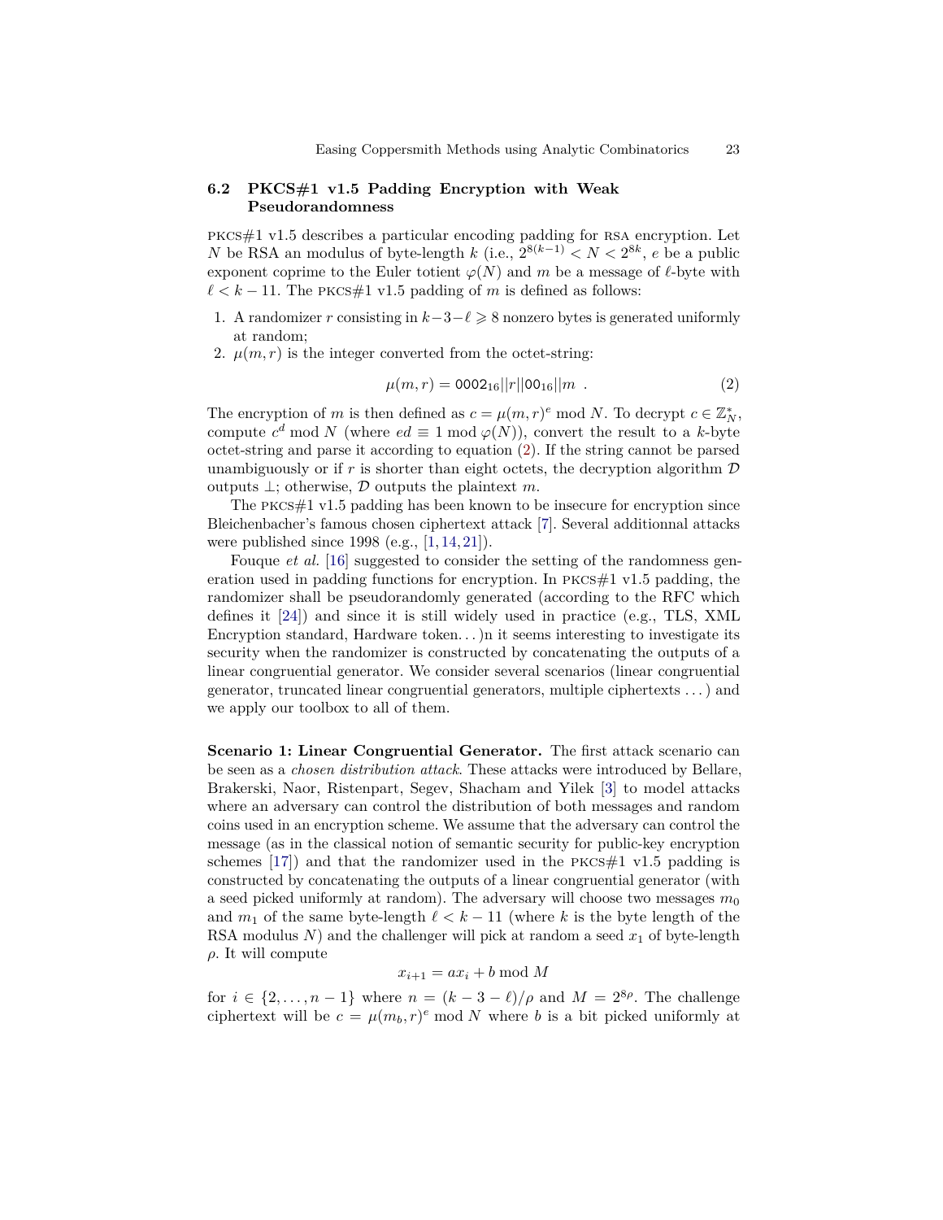### 6.2 PKCS#1 v1.5 Padding Encryption with Weak Pseudorandomness

PKCS#1 v1.5 describes a particular encoding padding for RSA encryption. Let $N$ be RSA an modulus of byte-length $k$ (i.e., $2^{8(k-1)} < N < 2^{8k}$, $e$ be a public exponent coprime to the Euler totient $\varphi(N)$ and $m$ be a message of $\ell$-byte with $\ell < k - 11$. The PKCS#1 v1.5 padding of $m$ is defined as follows:

1. A randomizer $r$ consisting in $k-3-\ell \geqslant 8$ nonzero bytes is generated uniformly at random;
2. $\mu(m, r)$ is the integer converted from the octet-string:

$$\mu(m, r) = \mathsf{0002}_{16}||r||\mathsf{00}_{16}||m \ . \tag{2}$$

The encryption of $m$ is then defined as $c = \mu(m, r)^e \bmod N$. To decrypt $c \in \mathbb{Z}_N^*$, compute $c^d \bmod N$ (where $ed \equiv 1 \bmod \varphi(N)$), convert the result to a $k$-byte octet-string and parse it according to equation (2). If the string cannot be parsed unambiguously or if $r$ is shorter than eight octets, the decryption algorithm $\mathcal{D}$ outputs $\perp$; otherwise, $\mathcal{D}$ outputs the plaintext $m$.

The PKCS#1 v1.5 padding has been known to be insecure for encryption since Bleichenbacher's famous chosen ciphertext attack [7]. Several additionnal attacks were published since 1998 (e.g., [1, 14, 21]).

Fouque *et al.* [16] suggested to consider the setting of the randomness generation used in padding functions for encryption. In PKCS#1 v1.5 padding, the randomizer shall be pseudorandomly generated (according to the RFC which defines it [24]) and since it is still widely used in practice (e.g., TLS, XML Encryption standard, Hardware token...)n it seems interesting to investigate its security when the randomizer is constructed by concatenating the outputs of a linear congruential generator. We consider several scenarios (linear congruential generator, truncated linear congruential generators, multiple ciphertexts ... ) and we apply our toolbox to all of them.

**Scenario 1: Linear Congruential Generator.** The first attack scenario can be seen as a *chosen distribution attack*. These attacks were introduced by Bellare, Brakerski, Naor, Ristenpart, Segev, Shacham and Yilek [3] to model attacks where an adversary can control the distribution of both messages and random coins used in an encryption scheme. We assume that the adversary can control the message (as in the classical notion of semantic security for public-key encryption schemes [17]) and that the randomizer used in the PKCS#1 v1.5 padding is constructed by concatenating the outputs of a linear congruential generator (with a seed picked uniformly at random). The adversary will choose two messages $m_0$ and $m_1$ of the same byte-length $\ell < k - 11$ (where $k$ is the byte length of the RSA modulus $N$) and the challenger will pick at random a seed $x_1$ of byte-length $\rho$. It will compute

$$x_{i+1} = ax_i + b \bmod M$$

for $i \in \{2, \ldots, n-1\}$ where $n = (k - 3 - \ell)/\rho$ and $M = 2^{8\rho}$. The challenge ciphertext will be $c = \mu(m_b, r)^e \bmod N$ where $b$ is a bit picked uniformly at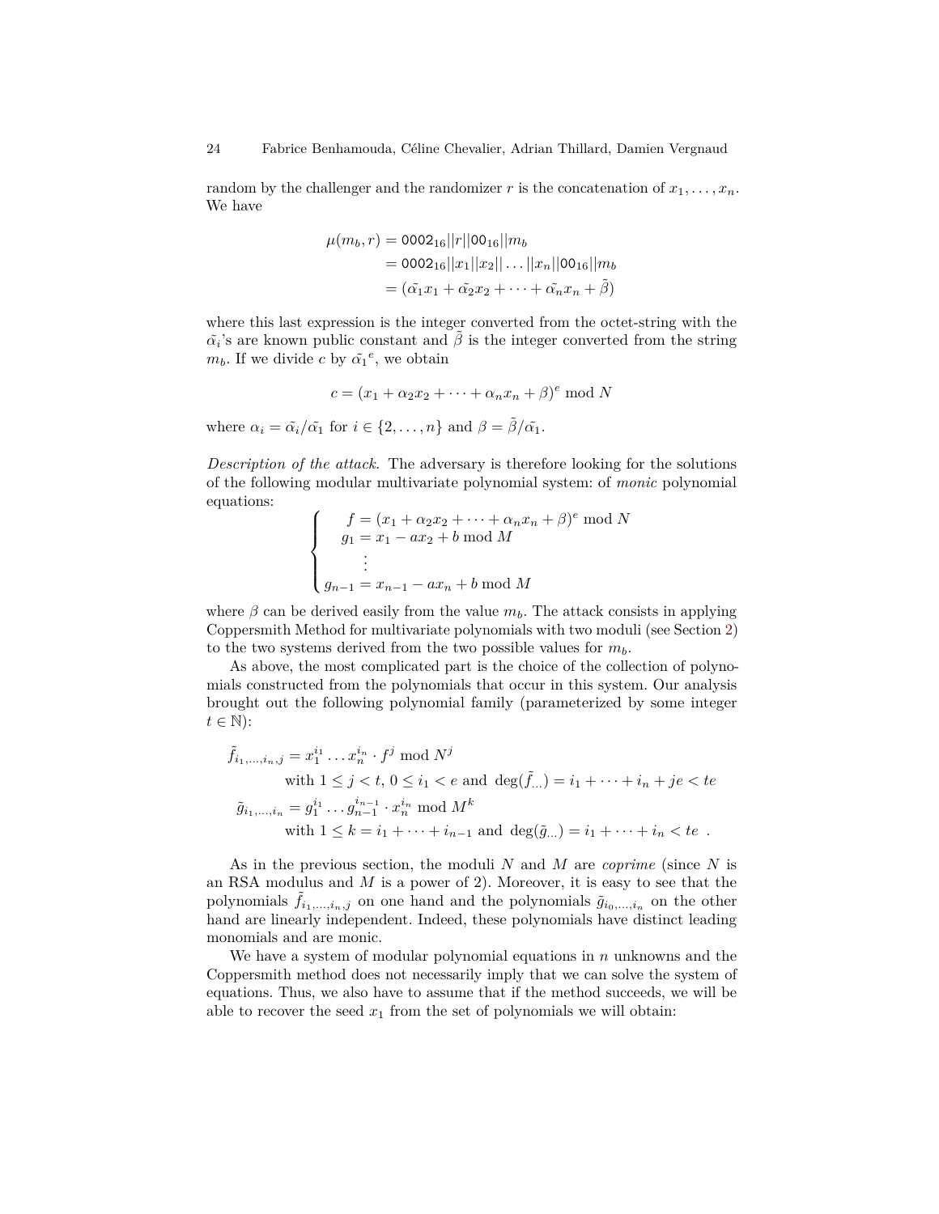random by the challenger and the randomizer $r$ is the concatenation of $x_1, \dots, x_n$. We have

$$
\begin{aligned}
\mu(m_b, r) &= \mathsf{0002}_{16}||r||\mathsf{00}_{16}||m_b \\
&= \mathsf{0002}_{16}||x_1||x_2||\dots||x_n||\mathsf{00}_{16}||m_b \\
&= (\tilde{\alpha_1}x_1 + \tilde{\alpha_2}x_2 + \dots + \tilde{\alpha_n}x_n + \tilde{\beta})
\end{aligned}
$$

where this last expression is the integer converted from the octet-string with the $\tilde{\alpha_i}$'s are known public constant and $\tilde{\beta}$ is the integer converted from the string $m_b$. If we divide $c$ by $\tilde{\alpha_1}^e$, we obtain

$$
c = (x_1 + \alpha_2 x_2 + \dots + \alpha_n x_n + \beta)^e \bmod N
$$

where $\alpha_i = \tilde{\alpha_i}/\tilde{\alpha_1}$ for $i \in \{2, \dots, n\}$ and $\beta = \tilde{\beta}/\tilde{\alpha_1}$.

*Description of the attack.* The adversary is therefore looking for the solutions of the following modular multivariate polynomial system: of *monic* polynomial equations:

$$
\begin{cases}
\quad f = (x_1 + \alpha_2 x_2 + \dots + \alpha_n x_n + \beta)^e \bmod N \\
\quad g_1 = x_1 - a x_2 + b \bmod M \\
\qquad \vdots \\
g_{n-1} = x_{n-1} - a x_n + b \bmod M
\end{cases}
$$

where $\beta$ can be derived easily from the value $m_b$. The attack consists in applying Coppersmith Method for multivariate polynomials with two moduli (see Section 2) to the two systems derived from the two possible values for $m_b$.

As above, the most complicated part is the choice of the collection of polynomials constructed from the polynomials that occur in this system. Our analysis brought out the following polynomial family (parameterized by some integer $t \in \mathbb{N}$):

$$
\begin{aligned}
\tilde{f}_{i_1,\dots,i_n,j} &= x_1^{i_1} \dots x_n^{i_n} \cdot f^j \bmod N^j \\
&\quad \text{with } 1 \leq j < t,\ 0 \leq i_1 < e \text{ and } \deg(\tilde{f}_{\dots}) = i_1 + \dots + i_n + je < te \\
\tilde{g}_{i_1,\dots,i_n} &= g_1^{i_1} \dots g_{n-1}^{i_{n-1}} \cdot x_n^{i_n} \bmod M^k \\
&\quad \text{with } 1 \leq k = i_1 + \dots + i_{n-1} \text{ and } \deg(\tilde{g}_{\dots}) = i_1 + \dots + i_n < te \ .
\end{aligned}
$$

As in the previous section, the moduli $N$ and $M$ are *coprime* (since $N$ is an RSA modulus and $M$ is a power of 2). Moreover, it is easy to see that the polynomials $\tilde{f}_{i_1,\dots,i_n,j}$ on one hand and the polynomials $\tilde{g}_{i_0,\dots,i_n}$ on the other hand are linearly independent. Indeed, these polynomials have distinct leading monomials and are monic.

We have a system of modular polynomial equations in $n$ unknowns and the Coppersmith method does not necessarily imply that we can solve the system of equations. Thus, we also have to assume that if the method succeeds, we will be able to recover the seed $x_1$ from the set of polynomials we will obtain: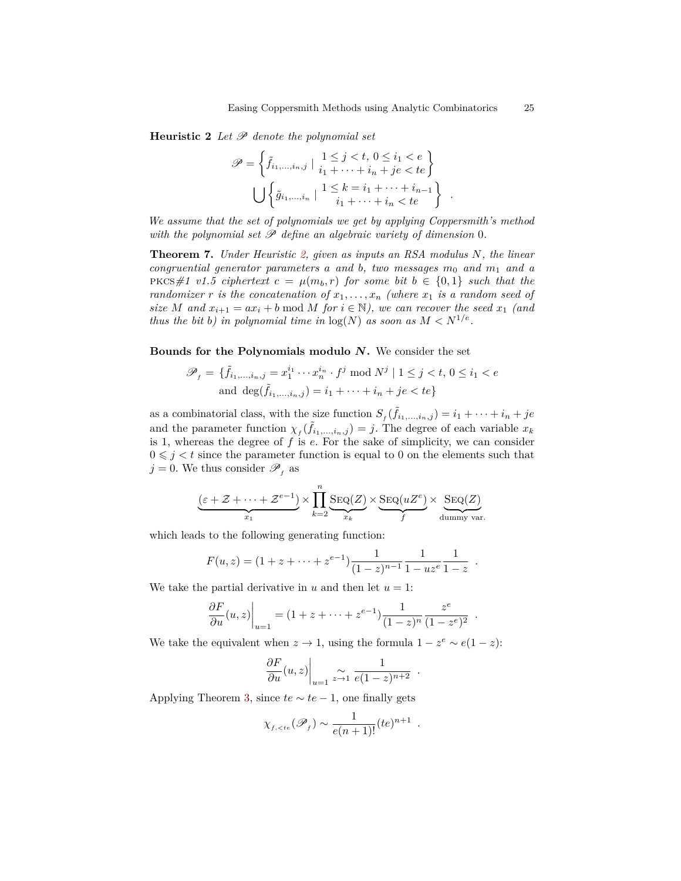**Heuristic 2** *Let $\mathscr{P}$ denote the polynomial set*

$$\mathscr{P} = \left\{ \tilde{f}_{i_1,\dots,i_n,j} \mid \begin{array}{c} 1 \le j < t,\ 0 \le i_1 < e \\ i_1 + \cdots + i_n + je < te \end{array} \right\}$$
$$\bigcup \left\{ \tilde{g}_{i_1,\dots,i_n} \mid \begin{array}{c} 1 \le k = i_1 + \cdots + i_{n-1} \\ i_1 + \cdots + i_n < te \end{array} \right\} \quad .$$

*We assume that the set of polynomials we get by applying Coppersmith's method with the polynomial set $\mathscr{P}$ define an algebraic variety of dimension* 0*.*

**Theorem 7.** *Under Heuristic 2, given as inputs an RSA modulus $N$, the linear congruential generator parameters $a$ and $b$, two messages $m_0$ and $m_1$ and a* PKCS#1 v1.5 *ciphertext $c = \mu(m_b, r)$ for some bit $b \in \{0,1\}$ such that the randomizer $r$ is the concatenation of $x_1, \dots, x_n$ (where $x_1$ is a random seed of size $M$ and $x_{i+1} = ax_i + b \bmod M$ for $i \in \mathbb{N}$), we can recover the seed $x_1$ (and thus the bit $b$) in polynomial time in $\log(N)$ as soon as $M < N^{1/e}$.*

**Bounds for the Polynomials modulo $N$.** We consider the set

$$\mathscr{P}_f = \{\tilde{f}_{i_1,\dots,i_n,j} = x_1^{i_1} \cdots x_n^{i_n} \cdot f^j \bmod N^j \mid 1 \le j < t,\ 0 \le i_1 < e$$
$$\text{and } \deg(\tilde{f}_{i_1,\dots,i_n,j}) = i_1 + \cdots + i_n + je < te\}$$

as a combinatorial class, with the size function $S_f(\tilde{f}_{i_1,\dots,i_n,j}) = i_1 + \cdots + i_n + je$ and the parameter function $\chi_f(\tilde{f}_{i_1,\dots,i_n,j}) = j$. The degree of each variable $x_k$ is 1, whereas the degree of $f$ is $e$. For the sake of simplicity, we can consider $0 \leqslant j < t$ since the parameter function is equal to 0 on the elements such that $j = 0$. We thus consider $\mathscr{P}_f$ as

$$\underbrace{(\varepsilon + \mathcal{Z} + \cdots + \mathcal{Z}^{e-1})}_{x_1} \times \prod_{k=2}^{n} \underbrace{\textsc{Seq}(Z)}_{x_k} \times \underbrace{\textsc{Seq}(uZ^e)}_{f} \times \underbrace{\textsc{Seq}(Z)}_{\text{dummy var.}}$$

which leads to the following generating function:

$$F(u,z) = (1 + z + \cdots + z^{e-1}) \frac{1}{(1-z)^{n-1}} \frac{1}{1-uz^e} \frac{1}{1-z} \quad .$$

We take the partial derivative in $u$ and then let $u = 1$:

$$\left.\frac{\partial F}{\partial u}(u,z)\right|_{u=1} = (1 + z + \cdots + z^{e-1}) \frac{1}{(1-z)^n} \frac{z^e}{(1-z^e)^2} \quad .$$

We take the equivalent when $z \to 1$, using the formula $1 - z^e \sim e(1-z)$:

$$\left.\frac{\partial F}{\partial u}(u,z)\right|_{u=1} \underset{z \to 1}{\sim} \frac{1}{e(1-z)^{n+2}} \quad .$$

Applying Theorem 3, since $te \sim te - 1$, one finally gets

$$\chi_{f,<te}(\mathscr{P}_f) \sim \frac{1}{e(n+1)!}(te)^{n+1} \quad .$$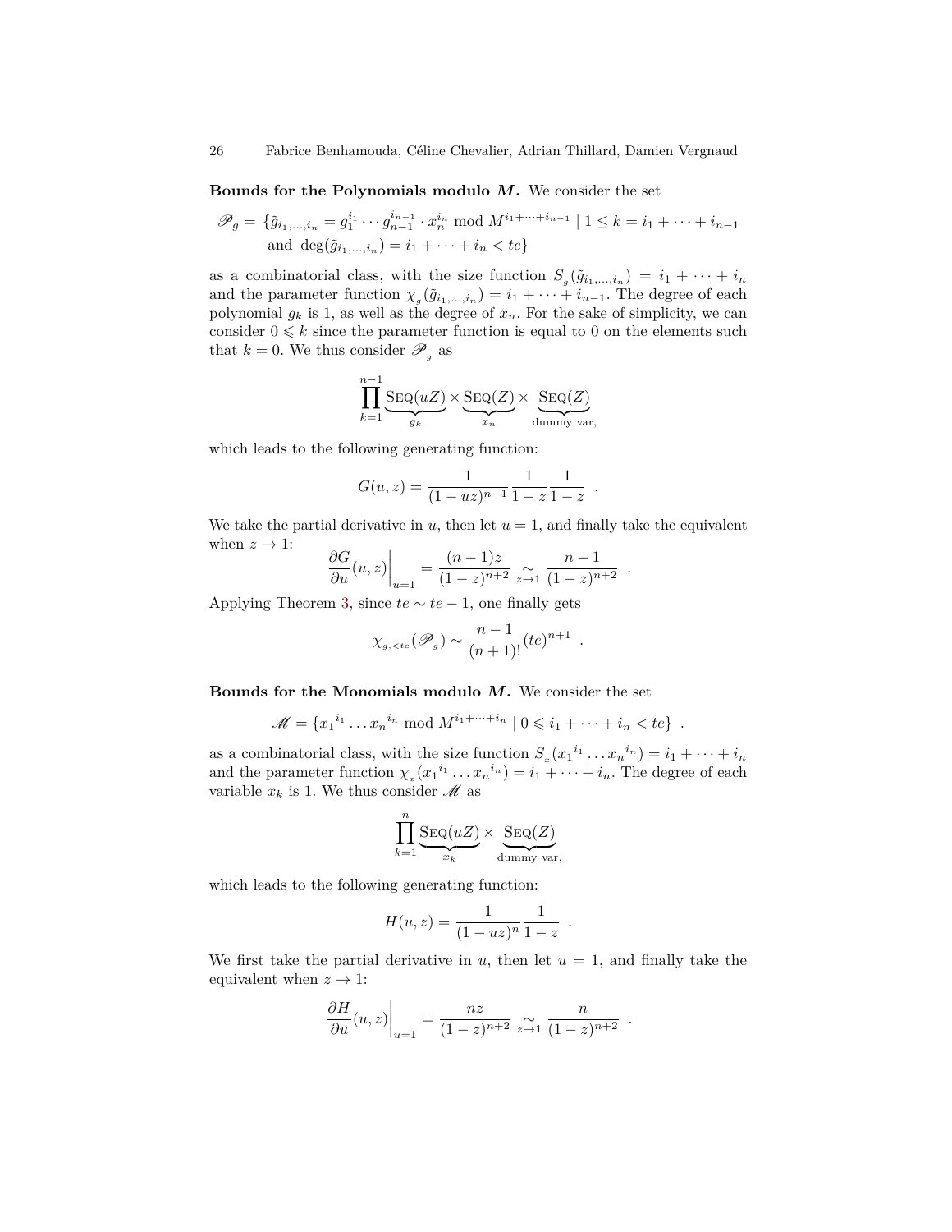**Bounds for the Polynomials modulo $M$.** We consider the set

$$\mathscr{P}_g = \{\tilde{g}_{i_1,\dots,i_n} = g_1^{i_1} \cdots g_{n-1}^{i_{n-1}} \cdot x_n^{i_n} \bmod M^{i_1+\cdots+i_{n-1}} \mid 1 \le k = i_1 + \cdots + i_{n-1} \\ \text{and } \deg(\tilde{g}_{i_1,\dots,i_n}) = i_1 + \cdots + i_n < te\}$$

as a combinatorial class, with the size function $S_g(\tilde{g}_{i_1,\dots,i_n}) = i_1 + \cdots + i_n$ and the parameter function $\chi_g(\tilde{g}_{i_1,\dots,i_n}) = i_1 + \cdots + i_{n-1}$. The degree of each polynomial $g_k$ is 1, as well as the degree of $x_n$. For the sake of simplicity, we can consider $0 \leqslant k$ since the parameter function is equal to 0 on the elements such that $k = 0$. We thus consider $\mathscr{P}_g$ as

$$\prod_{k=1}^{n-1} \underbrace{\textsc{Seq}(uZ)}_{g_k} \times \underbrace{\textsc{Seq}(Z)}_{x_n} \times \underbrace{\textsc{Seq}(Z)}_{\text{dummy var,}}$$

which leads to the following generating function:

$$G(u, z) = \frac{1}{(1 - uz)^{n-1}} \frac{1}{1 - z} \frac{1}{1 - z} \ .$$

We take the partial derivative in $u$, then let $u = 1$, and finally take the equivalent when $z \to 1$:

$$\left.\frac{\partial G}{\partial u}(u, z)\right|_{u=1} = \frac{(n-1)z}{(1-z)^{n+2}} \underset{z \to 1}{\sim} \frac{n-1}{(1-z)^{n+2}} \ .$$

Applying Theorem 3, since $te \sim te - 1$, one finally gets

$$\chi_{g,<te}(\mathscr{P}_g) \sim \frac{n-1}{(n+1)!}(te)^{n+1} \ .$$

**Bounds for the Monomials modulo $M$.** We consider the set

$$\mathscr{M} = \{{x_1}^{i_1} \dots {x_n}^{i_n} \bmod M^{i_1+\cdots+i_n} \mid 0 \leqslant i_1 + \cdots + i_n < te\} \ .$$

as a combinatorial class, with the size function $S_x({x_1}^{i_1} \dots {x_n}^{i_n}) = i_1 + \cdots + i_n$ and the parameter function $\chi_x({x_1}^{i_1} \dots {x_n}^{i_n}) = i_1 + \cdots + i_n$. The degree of each variable $x_k$ is 1. We thus consider $\mathscr{M}$ as

$$\prod_{k=1}^{n} \underbrace{\textsc{Seq}(uZ)}_{x_k} \times \underbrace{\textsc{Seq}(Z)}_{\text{dummy var,}}$$

which leads to the following generating function:

$$H(u, z) = \frac{1}{(1 - uz)^{n}} \frac{1}{1 - z} \ .$$

We first take the partial derivative in $u$, then let $u = 1$, and finally take the equivalent when $z \to 1$:

$$\left.\frac{\partial H}{\partial u}(u, z)\right|_{u=1} = \frac{nz}{(1-z)^{n+2}} \underset{z \to 1}{\sim} \frac{n}{(1-z)^{n+2}} \ .$$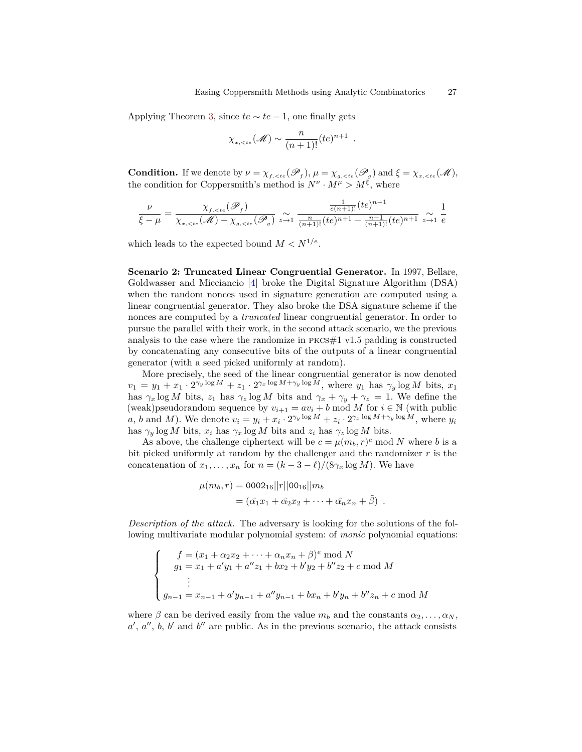Applying Theorem 3, since $te \sim te - 1$, one finally gets

$$\chi_{x,<te}(\mathscr{M}) \sim \frac{n}{(n+1)!}(te)^{n+1} \ .$$

**Condition.** If we denote by $\nu = \chi_{f,<te}(\mathscr{P}_f)$, $\mu = \chi_{g,<te}(\mathscr{P}_g)$ and $\xi = \chi_{x,<te}(\mathscr{M})$, the condition for Coppersmith's method is $N^\nu \cdot M^\mu > M^\xi$, where

$$\frac{\nu}{\xi - \mu} = \frac{\chi_{f,<te}(\mathscr{P}_f)}{\chi_{x,<te}(\mathscr{M}) - \chi_{g,<te}(\mathscr{P}_g)} \underset{z \to 1}{\sim} \frac{\frac{1}{e(n+1)!}(te)^{n+1}}{\frac{n}{(n+1)!}(te)^{n+1} - \frac{n-1}{(n+1)!}(te)^{n+1}} \underset{z \to 1}{\sim} \frac{1}{e}$$

which leads to the expected bound $M < N^{1/e}$.

**Scenario 2: Truncated Linear Congruential Generator.** In 1997, Bellare, Goldwasser and Micciancio [4] broke the Digital Signature Algorithm (DSA) when the random nonces used in signature generation are computed using a linear congruential generator. They also broke the DSA signature scheme if the nonces are computed by a *truncated* linear congruential generator. In order to pursue the parallel with their work, in the second attack scenario, we the previous analysis to the case where the randomize in PKCS#1 v1.5 padding is constructed by concatenating any consecutive bits of the outputs of a linear congruential generator (with a seed picked uniformly at random).

More precisely, the seed of the linear congruential generator is now denoted $v_1 = y_1 + x_1 \cdot 2^{\gamma_y \log M} + z_1 \cdot 2^{\gamma_x \log M + \gamma_y \log M}$, where $y_1$ has $\gamma_y \log M$ bits, $x_1$ has $\gamma_x \log M$ bits, $z_1$ has $\gamma_z \log M$ bits and $\gamma_x + \gamma_y + \gamma_z = 1$. We define the (weak)pseudorandom sequence by $v_{i+1} = av_i + b \bmod M$ for $i \in \mathbb{N}$ (with public $a$, $b$ and $M$). We denote $v_i = y_i + x_i \cdot 2^{\gamma_y \log M} + z_i \cdot 2^{\gamma_x \log M + \gamma_y \log M}$, where $y_i$ has $\gamma_y \log M$ bits, $x_i$ has $\gamma_x \log M$ bits and $z_i$ has $\gamma_z \log M$ bits.

As above, the challenge ciphertext will be $c = \mu(m_b, r)^e \bmod N$ where $b$ is a bit picked uniformly at random by the challenger and the randomizer $r$ is the concatenation of $x_1, \dots, x_n$ for $n = (k - 3 - \ell)/(8\gamma_x \log M)$. We have

$$\begin{aligned} \mu(m_b, r) &= \mathsf{0002}_{16} || r || \mathsf{00}_{16} || m_b \\ &= (\tilde{\alpha_1} x_1 + \tilde{\alpha_2} x_2 + \cdots + \tilde{\alpha_n} x_n + \tilde{\beta}) \ . \end{aligned}$$

*Description of the attack.* The adversary is looking for the solutions of the following multivariate modular polynomial system: of *monic* polynomial equations:

$$\begin{cases} f = (x_1 + \alpha_2 x_2 + \cdots + \alpha_n x_n + \beta)^e \bmod N \\ g_1 = x_1 + a' y_1 + a'' z_1 + b x_2 + b' y_2 + b'' z_2 + c \bmod M \\ \quad \vdots \\ g_{n-1} = x_{n-1} + a' y_{n-1} + a'' y_{n-1} + b x_n + b' y_n + b'' z_n + c \bmod M \end{cases}$$

where $\beta$ can be derived easily from the value $m_b$ and the constants $\alpha_2, \dots, \alpha_N$, $a'$, $a''$, $b$, $b'$ and $b''$ are public. As in the previous scenario, the attack consists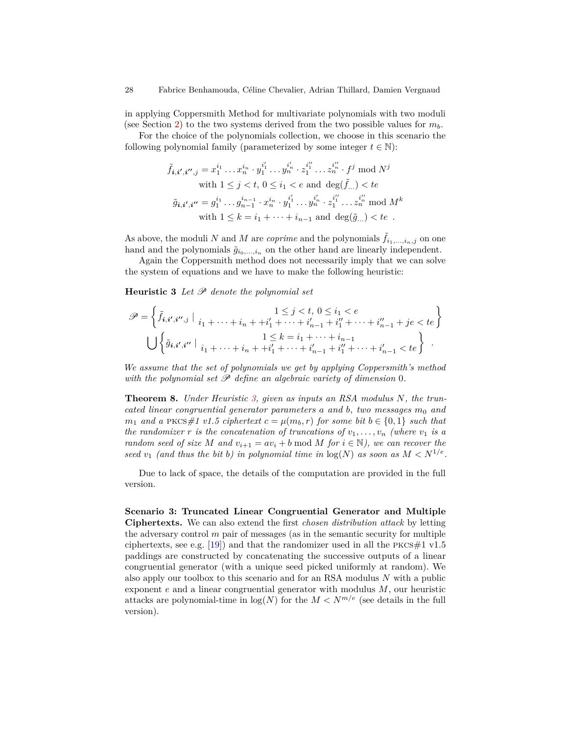in applying Coppersmith Method for multivariate polynomials with two moduli (see Section 2) to the two systems derived from the two possible values for $m_b$.

For the choice of the polynomials collection, we choose in this scenario the following polynomial family (parameterized by some integer $t \in \mathbb{N}$):

$$
\begin{aligned}
\tilde{f}_{\boldsymbol{i},\boldsymbol{i'},\boldsymbol{i''},j} &= x_1^{i_1} \dots x_n^{i_n} \cdot y_1^{i'_1} \dots y_n^{i'_n} \cdot z_1^{i''_1} \dots z_n^{i''_n} \cdot f^j \bmod N^j \\
&\quad \text{with } 1 \le j < t,\ 0 \le i_1 < e \text{ and } \deg(\tilde{f}_{\dots}) < te \\
\tilde{g}_{\boldsymbol{i},\boldsymbol{i'},\boldsymbol{i''}} &= g_1^{i_1} \dots g_{n-1}^{i_{n-1}} \cdot x_n^{i_n} \cdot y_1^{i'_1} \dots y_n^{i'_n} \cdot z_1^{i''_1} \dots z_n^{i''_n} \bmod M^k \\
&\quad \text{with } 1 \le k = i_1 + \dots + i_{n-1} \text{ and } \deg(\tilde{g}_{\dots}) < te \enspace .
\end{aligned}
$$

As above, the moduli $N$ and $M$ are *coprime* and the polynomials $\tilde{f}_{i_1,\dots,i_n,j}$ on one hand and the polynomials $\tilde{g}_{i_0,\dots,i_n}$ on the other hand are linearly independent.

Again the Coppersmith method does not necessarily imply that we can solve the system of equations and we have to make the following heuristic:

**Heuristic 3** *Let $\mathscr{P}$ denote the polynomial set*

$$
\begin{aligned}
\mathscr{P} = &\left\{ \tilde{f}_{\boldsymbol{i},\boldsymbol{i'},\boldsymbol{i''},j} \mid \begin{array}{c} 1 \le j < t,\ 0 \le i_1 < e \\ i_1 + \dots + i_n + + i'_1 + \dots + i'_{n-1} + i''_1 + \dots + i''_{n-1} + je < te \end{array} \right\} \\
&\bigcup \left\{ \tilde{g}_{\boldsymbol{i},\boldsymbol{i'},\boldsymbol{i''}} \mid \begin{array}{c} 1 \le k = i_1 + \dots + i_{n-1} \\ i_1 + \dots + i_n + + i'_1 + \dots + i'_{n-1} + i''_1 + \dots + i'_{n-1} < te \end{array} \right\} \enspace .
\end{aligned}
$$

*We assume that the set of polynomials we get by applying Coppersmith's method with the polynomial set $\mathscr{P}$ define an algebraic variety of dimension* 0.

**Theorem 8.** *Under Heuristic 3, given as inputs an RSA modulus $N$, the truncated linear congruential generator parameters $a$ and $b$, two messages $m_0$ and $m_1$ and a* PKCS#1 *v1.5 ciphertext $c = \mu(m_b, r)$ for some bit $b \in \{0,1\}$ such that the randomizer $r$ is the concatenation of truncations of $v_1, \dots, v_n$ (where $v_1$ is a random seed of size $M$ and $v_{i+1} = av_i + b \bmod M$ for $i \in \mathbb{N}$), we can recover the seed $v_1$ (and thus the bit $b$) in polynomial time in $\log(N)$ as soon as $M < N^{1/e}$.*

Due to lack of space, the details of the computation are provided in the full version.

**Scenario 3: Truncated Linear Congruential Generator and Multiple Ciphertexts.** We can also extend the first *chosen distribution attack* by letting the adversary control $m$ pair of messages (as in the semantic security for multiple ciphertexts, see e.g. [19]) and that the randomizer used in all the PKCS#1 v1.5 paddings are constructed by concatenating the successive outputs of a linear congruential generator (with a unique seed picked uniformly at random). We also apply our toolbox to this scenario and for an RSA modulus $N$ with a public exponent $e$ and a linear congruential generator with modulus $M$, our heuristic attacks are polynomial-time in $\log(N)$ for the $M < N^{m/e}$ (see details in the full version).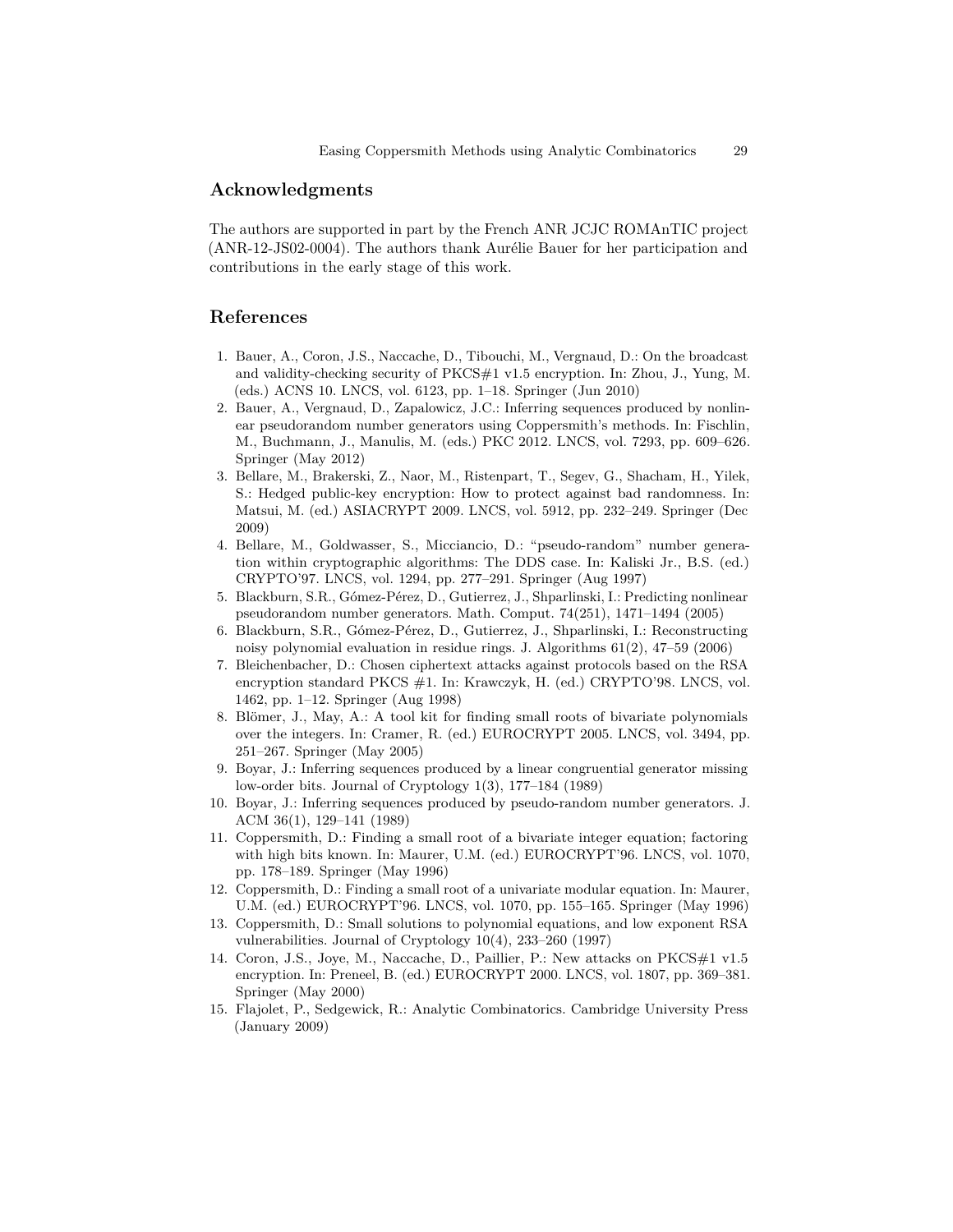## Acknowledgments

The authors are supported in part by the French ANR JCJC ROMAnTIC project (ANR-12-JS02-0004). The authors thank Aurélie Bauer for her participation and contributions in the early stage of this work.

## References

1. Bauer, A., Coron, J.S., Naccache, D., Tibouchi, M., Vergnaud, D.: On the broadcast and validity-checking security of PKCS#1 v1.5 encryption. In: Zhou, J., Yung, M. (eds.) ACNS 10. LNCS, vol. 6123, pp. 1–18. Springer (Jun 2010)
2. Bauer, A., Vergnaud, D., Zapalowicz, J.C.: Inferring sequences produced by nonlinear pseudorandom number generators using Coppersmith's methods. In: Fischlin, M., Buchmann, J., Manulis, M. (eds.) PKC 2012. LNCS, vol. 7293, pp. 609–626. Springer (May 2012)
3. Bellare, M., Brakerski, Z., Naor, M., Ristenpart, T., Segev, G., Shacham, H., Yilek, S.: Hedged public-key encryption: How to protect against bad randomness. In: Matsui, M. (ed.) ASIACRYPT 2009. LNCS, vol. 5912, pp. 232–249. Springer (Dec 2009)
4. Bellare, M., Goldwasser, S., Micciancio, D.: "pseudo-random" number generation within cryptographic algorithms: The DDS case. In: Kaliski Jr., B.S. (ed.) CRYPTO'97. LNCS, vol. 1294, pp. 277–291. Springer (Aug 1997)
5. Blackburn, S.R., Gómez-Pérez, D., Gutierrez, J., Shparlinski, I.: Predicting nonlinear pseudorandom number generators. Math. Comput. 74(251), 1471–1494 (2005)
6. Blackburn, S.R., Gómez-Pérez, D., Gutierrez, J., Shparlinski, I.: Reconstructing noisy polynomial evaluation in residue rings. J. Algorithms 61(2), 47–59 (2006)
7. Bleichenbacher, D.: Chosen ciphertext attacks against protocols based on the RSA encryption standard PKCS #1. In: Krawczyk, H. (ed.) CRYPTO'98. LNCS, vol. 1462, pp. 1–12. Springer (Aug 1998)
8. Blömer, J., May, A.: A tool kit for finding small roots of bivariate polynomials over the integers. In: Cramer, R. (ed.) EUROCRYPT 2005. LNCS, vol. 3494, pp. 251–267. Springer (May 2005)
9. Boyar, J.: Inferring sequences produced by a linear congruential generator missing low-order bits. Journal of Cryptology 1(3), 177–184 (1989)
10. Boyar, J.: Inferring sequences produced by pseudo-random number generators. J. ACM 36(1), 129–141 (1989)
11. Coppersmith, D.: Finding a small root of a bivariate integer equation; factoring with high bits known. In: Maurer, U.M. (ed.) EUROCRYPT'96. LNCS, vol. 1070, pp. 178–189. Springer (May 1996)
12. Coppersmith, D.: Finding a small root of a univariate modular equation. In: Maurer, U.M. (ed.) EUROCRYPT'96. LNCS, vol. 1070, pp. 155–165. Springer (May 1996)
13. Coppersmith, D.: Small solutions to polynomial equations, and low exponent RSA vulnerabilities. Journal of Cryptology 10(4), 233–260 (1997)
14. Coron, J.S., Joye, M., Naccache, D., Paillier, P.: New attacks on PKCS#1 v1.5 encryption. In: Preneel, B. (ed.) EUROCRYPT 2000. LNCS, vol. 1807, pp. 369–381. Springer (May 2000)
15. Flajolet, P., Sedgewick, R.: Analytic Combinatorics. Cambridge University Press (January 2009)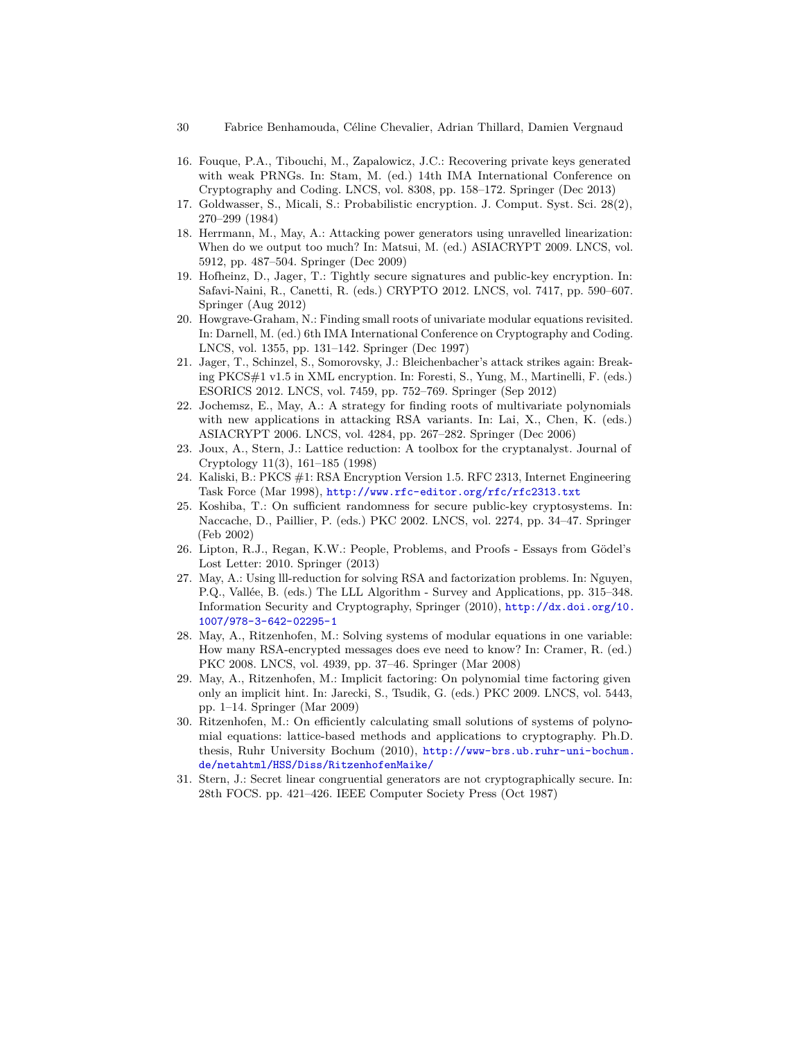16. Fouque, P.A., Tibouchi, M., Zapalowicz, J.C.: Recovering private keys generated with weak PRNGs. In: Stam, M. (ed.) 14th IMA International Conference on Cryptography and Coding. LNCS, vol. 8308, pp. 158–172. Springer (Dec 2013)
17. Goldwasser, S., Micali, S.: Probabilistic encryption. J. Comput. Syst. Sci. 28(2), 270–299 (1984)
18. Herrmann, M., May, A.: Attacking power generators using unravelled linearization: When do we output too much? In: Matsui, M. (ed.) ASIACRYPT 2009. LNCS, vol. 5912, pp. 487–504. Springer (Dec 2009)
19. Hofheinz, D., Jager, T.: Tightly secure signatures and public-key encryption. In: Safavi-Naini, R., Canetti, R. (eds.) CRYPTO 2012. LNCS, vol. 7417, pp. 590–607. Springer (Aug 2012)
20. Howgrave-Graham, N.: Finding small roots of univariate modular equations revisited. In: Darnell, M. (ed.) 6th IMA International Conference on Cryptography and Coding. LNCS, vol. 1355, pp. 131–142. Springer (Dec 1997)
21. Jager, T., Schinzel, S., Somorovsky, J.: Bleichenbacher's attack strikes again: Breaking PKCS#1 v1.5 in XML encryption. In: Foresti, S., Yung, M., Martinelli, F. (eds.) ESORICS 2012. LNCS, vol. 7459, pp. 752–769. Springer (Sep 2012)
22. Jochemsz, E., May, A.: A strategy for finding roots of multivariate polynomials with new applications in attacking RSA variants. In: Lai, X., Chen, K. (eds.) ASIACRYPT 2006. LNCS, vol. 4284, pp. 267–282. Springer (Dec 2006)
23. Joux, A., Stern, J.: Lattice reduction: A toolbox for the cryptanalyst. Journal of Cryptology 11(3), 161–185 (1998)
24. Kaliski, B.: PKCS #1: RSA Encryption Version 1.5. RFC 2313, Internet Engineering Task Force (Mar 1998), http://www.rfc-editor.org/rfc/rfc2313.txt
25. Koshiba, T.: On sufficient randomness for secure public-key cryptosystems. In: Naccache, D., Paillier, P. (eds.) PKC 2002. LNCS, vol. 2274, pp. 34–47. Springer (Feb 2002)
26. Lipton, R.J., Regan, K.W.: People, Problems, and Proofs - Essays from Gödel's Lost Letter: 2010. Springer (2013)
27. May, A.: Using lll-reduction for solving RSA and factorization problems. In: Nguyen, P.Q., Vallée, B. (eds.) The LLL Algorithm - Survey and Applications, pp. 315–348. Information Security and Cryptography, Springer (2010), http://dx.doi.org/10.1007/978-3-642-02295-1
28. May, A., Ritzenhofen, M.: Solving systems of modular equations in one variable: How many RSA-encrypted messages does eve need to know? In: Cramer, R. (ed.) PKC 2008. LNCS, vol. 4939, pp. 37–46. Springer (Mar 2008)
29. May, A., Ritzenhofen, M.: Implicit factoring: On polynomial time factoring given only an implicit hint. In: Jarecki, S., Tsudik, G. (eds.) PKC 2009. LNCS, vol. 5443, pp. 1–14. Springer (Mar 2009)
30. Ritzenhofen, M.: On efficiently calculating small solutions of systems of polynomial equations: lattice-based methods and applications to cryptography. Ph.D. thesis, Ruhr University Bochum (2010), http://www-brs.ub.ruhr-uni-bochum.de/netahtml/HSS/Diss/RitzenhofenMaike/
31. Stern, J.: Secret linear congruential generators are not cryptographically secure. In: 28th FOCS. pp. 421–426. IEEE Computer Society Press (Oct 1987)